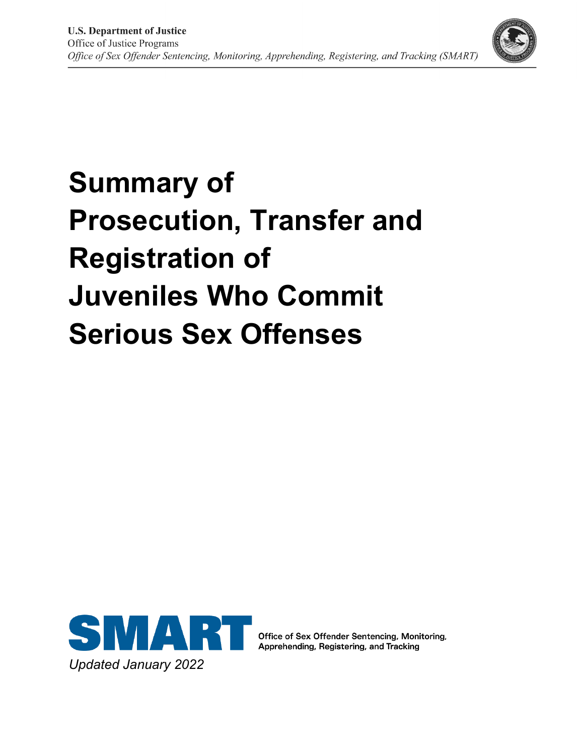**U.S. Department of Justice**
Office of Justice Programs
*Office of Sex Offender Sentencing, Monitoring, Apprehending, Registering, and Tracking (SMART)*

# Summary of Prosecution, Transfer and Registration of Juveniles Who Commit Serious Sex Offenses

SMART Office of Sex Offender Sentencing, Monitoring, Apprehending, Registering, and Tracking

*Updated January 2022*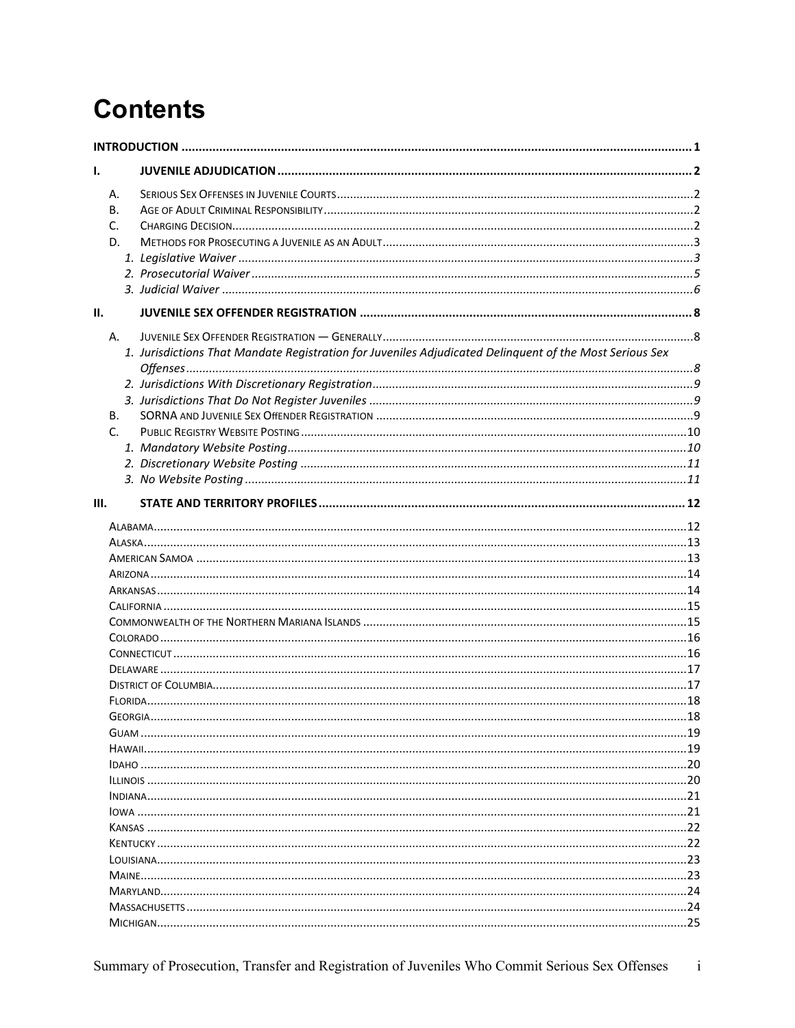# Contents

INTRODUCTION ..... 1

I. JUVENILE ADJUDICATION ..... 2

- A. Serious Sex Offenses in Juvenile Courts ..... 2
- B. Age of Adult Criminal Responsibility ..... 2
- C. Charging Decision ..... 2
- D. Methods for Prosecuting a Juvenile as an Adult ..... 3
  - *1. Legislative Waiver* ..... *3*
  - *2. Prosecutorial Waiver* ..... *5*
  - *3. Judicial Waiver* ..... *6*

II. JUVENILE SEX OFFENDER REGISTRATION ..... 8

- A. Juvenile Sex Offender Registration — Generally ..... 8
  - *1. Jurisdictions That Mandate Registration for Juveniles Adjudicated Delinquent of the Most Serious Sex Offenses* ..... *8*
  - *2. Jurisdictions With Discretionary Registration* ..... *9*
  - *3. Jurisdictions That Do Not Register Juveniles* ..... *9*
- B. SORNA and Juvenile Sex Offender Registration ..... 9
- C. Public Registry Website Posting ..... 10
  - *1. Mandatory Website Posting* ..... *10*
  - *2. Discretionary Website Posting* ..... *11*
  - *3. No Website Posting* ..... *11*

III. STATE AND TERRITORY PROFILES ..... 12

- Alabama ..... 12
- Alaska ..... 13
- American Samoa ..... 13
- Arizona ..... 14
- Arkansas ..... 14
- California ..... 15
- Commonwealth of the Northern Mariana Islands ..... 15
- Colorado ..... 16
- Connecticut ..... 16
- Delaware ..... 17
- District of Columbia ..... 17
- Florida ..... 18
- Georgia ..... 18
- Guam ..... 19
- Hawaii ..... 19
- Idaho ..... 20
- Illinois ..... 20
- Indiana ..... 21
- Iowa ..... 21
- Kansas ..... 22
- Kentucky ..... 22
- Louisiana ..... 23
- Maine ..... 23
- Maryland ..... 24
- Massachusetts ..... 24
- Michigan ..... 25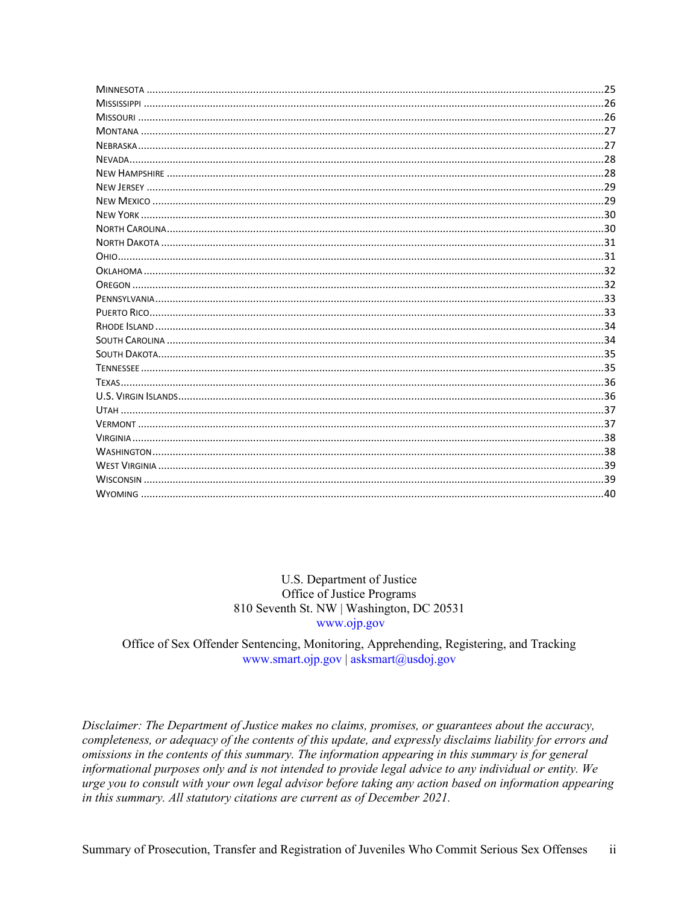Minnesota ....................................................................................................................................................25
Mississippi .....................................................................................................................................................26
Missouri .........................................................................................................................................................26
Montana .........................................................................................................................................................27
Nebraska .........................................................................................................................................................27
Nevada ............................................................................................................................................................28
New Hampshire ..............................................................................................................................................28
New Jersey .....................................................................................................................................................29
New Mexico ...................................................................................................................................................29
New York .......................................................................................................................................................30
North Carolina ................................................................................................................................................30
North Dakota ..................................................................................................................................................31
Ohio ................................................................................................................................................................31
Oklahoma .......................................................................................................................................................32
Oregon ............................................................................................................................................................32
Pennsylvania ...................................................................................................................................................33
Puerto Rico .....................................................................................................................................................33
Rhode Island ..................................................................................................................................................34
South Carolina ...............................................................................................................................................34
South Dakota ..................................................................................................................................................35
Tennessee .......................................................................................................................................................35
Texas ..............................................................................................................................................................36
U.S. Virgin Islands .........................................................................................................................................36
Utah ................................................................................................................................................................37
Vermont ..........................................................................................................................................................37
Virginia ...........................................................................................................................................................38
Washington .....................................................................................................................................................38
West Virginia ..................................................................................................................................................39
Wisconsin .......................................................................................................................................................39
Wyoming ........................................................................................................................................................40

U.S. Department of Justice
Office of Justice Programs
810 Seventh St. NW | Washington, DC 20531
www.ojp.gov

Office of Sex Offender Sentencing, Monitoring, Apprehending, Registering, and Tracking
www.smart.ojp.gov | asksmart@usdoj.gov

*Disclaimer: The Department of Justice makes no claims, promises, or guarantees about the accuracy, completeness, or adequacy of the contents of this update, and expressly disclaims liability for errors and omissions in the contents of this summary. The information appearing in this summary is for general informational purposes only and is not intended to provide legal advice to any individual or entity. We urge you to consult with your own legal advisor before taking any action based on information appearing in this summary. All statutory citations are current as of December 2021.*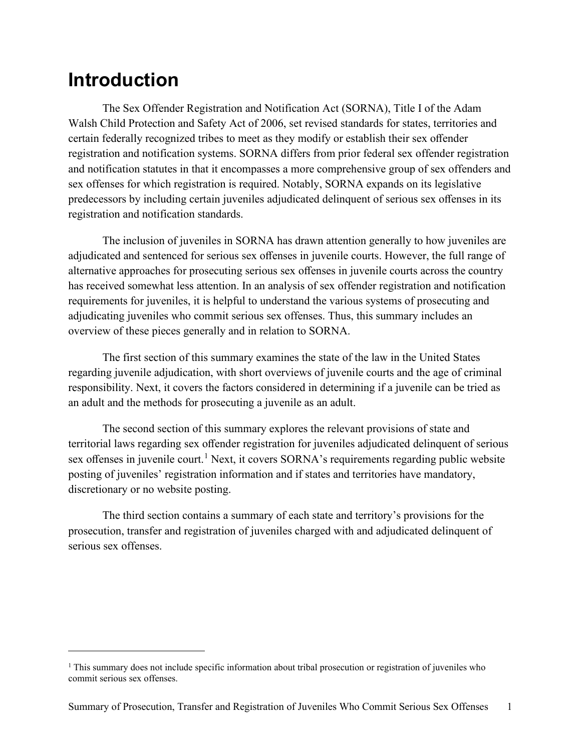# Introduction

The Sex Offender Registration and Notification Act (SORNA), Title I of the Adam Walsh Child Protection and Safety Act of 2006, set revised standards for states, territories and certain federally recognized tribes to meet as they modify or establish their sex offender registration and notification systems. SORNA differs from prior federal sex offender registration and notification statutes in that it encompasses a more comprehensive group of sex offenders and sex offenses for which registration is required. Notably, SORNA expands on its legislative predecessors by including certain juveniles adjudicated delinquent of serious sex offenses in its registration and notification standards.

The inclusion of juveniles in SORNA has drawn attention generally to how juveniles are adjudicated and sentenced for serious sex offenses in juvenile courts. However, the full range of alternative approaches for prosecuting serious sex offenses in juvenile courts across the country has received somewhat less attention. In an analysis of sex offender registration and notification requirements for juveniles, it is helpful to understand the various systems of prosecuting and adjudicating juveniles who commit serious sex offenses. Thus, this summary includes an overview of these pieces generally and in relation to SORNA.

The first section of this summary examines the state of the law in the United States regarding juvenile adjudication, with short overviews of juvenile courts and the age of criminal responsibility. Next, it covers the factors considered in determining if a juvenile can be tried as an adult and the methods for prosecuting a juvenile as an adult.

The second section of this summary explores the relevant provisions of state and territorial laws regarding sex offender registration for juveniles adjudicated delinquent of serious sex offenses in juvenile court.[1] Next, it covers SORNA's requirements regarding public website posting of juveniles' registration information and if states and territories have mandatory, discretionary or no website posting.

The third section contains a summary of each state and territory's provisions for the prosecution, transfer and registration of juveniles charged with and adjudicated delinquent of serious sex offenses.

[1] This summary does not include specific information about tribal prosecution or registration of juveniles who commit serious sex offenses.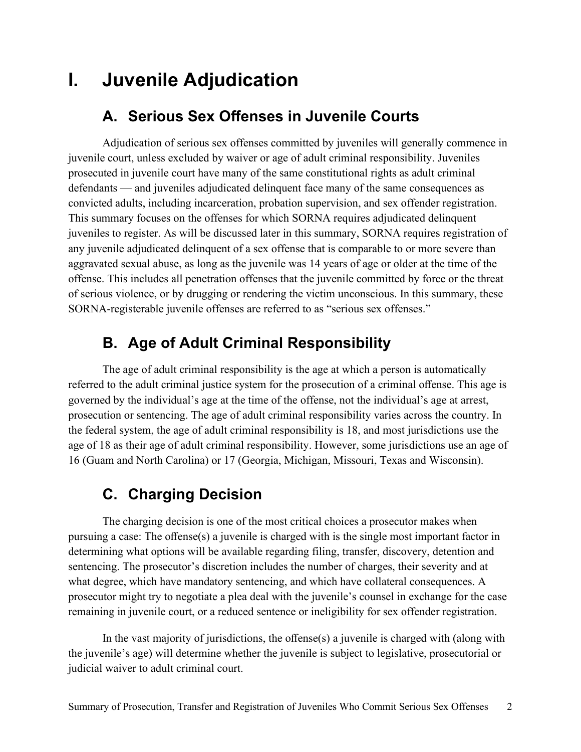# I. Juvenile Adjudication

## A. Serious Sex Offenses in Juvenile Courts

Adjudication of serious sex offenses committed by juveniles will generally commence in juvenile court, unless excluded by waiver or age of adult criminal responsibility. Juveniles prosecuted in juvenile court have many of the same constitutional rights as adult criminal defendants — and juveniles adjudicated delinquent face many of the same consequences as convicted adults, including incarceration, probation supervision, and sex offender registration. This summary focuses on the offenses for which SORNA requires adjudicated delinquent juveniles to register. As will be discussed later in this summary, SORNA requires registration of any juvenile adjudicated delinquent of a sex offense that is comparable to or more severe than aggravated sexual abuse, as long as the juvenile was 14 years of age or older at the time of the offense. This includes all penetration offenses that the juvenile committed by force or the threat of serious violence, or by drugging or rendering the victim unconscious. In this summary, these SORNA-registerable juvenile offenses are referred to as "serious sex offenses."

## B. Age of Adult Criminal Responsibility

The age of adult criminal responsibility is the age at which a person is automatically referred to the adult criminal justice system for the prosecution of a criminal offense. This age is governed by the individual's age at the time of the offense, not the individual's age at arrest, prosecution or sentencing. The age of adult criminal responsibility varies across the country. In the federal system, the age of adult criminal responsibility is 18, and most jurisdictions use the age of 18 as their age of adult criminal responsibility. However, some jurisdictions use an age of 16 (Guam and North Carolina) or 17 (Georgia, Michigan, Missouri, Texas and Wisconsin).

## C. Charging Decision

The charging decision is one of the most critical choices a prosecutor makes when pursuing a case: The offense(s) a juvenile is charged with is the single most important factor in determining what options will be available regarding filing, transfer, discovery, detention and sentencing. The prosecutor's discretion includes the number of charges, their severity and at what degree, which have mandatory sentencing, and which have collateral consequences. A prosecutor might try to negotiate a plea deal with the juvenile's counsel in exchange for the case remaining in juvenile court, or a reduced sentence or ineligibility for sex offender registration.

In the vast majority of jurisdictions, the offense(s) a juvenile is charged with (along with the juvenile's age) will determine whether the juvenile is subject to legislative, prosecutorial or judicial waiver to adult criminal court.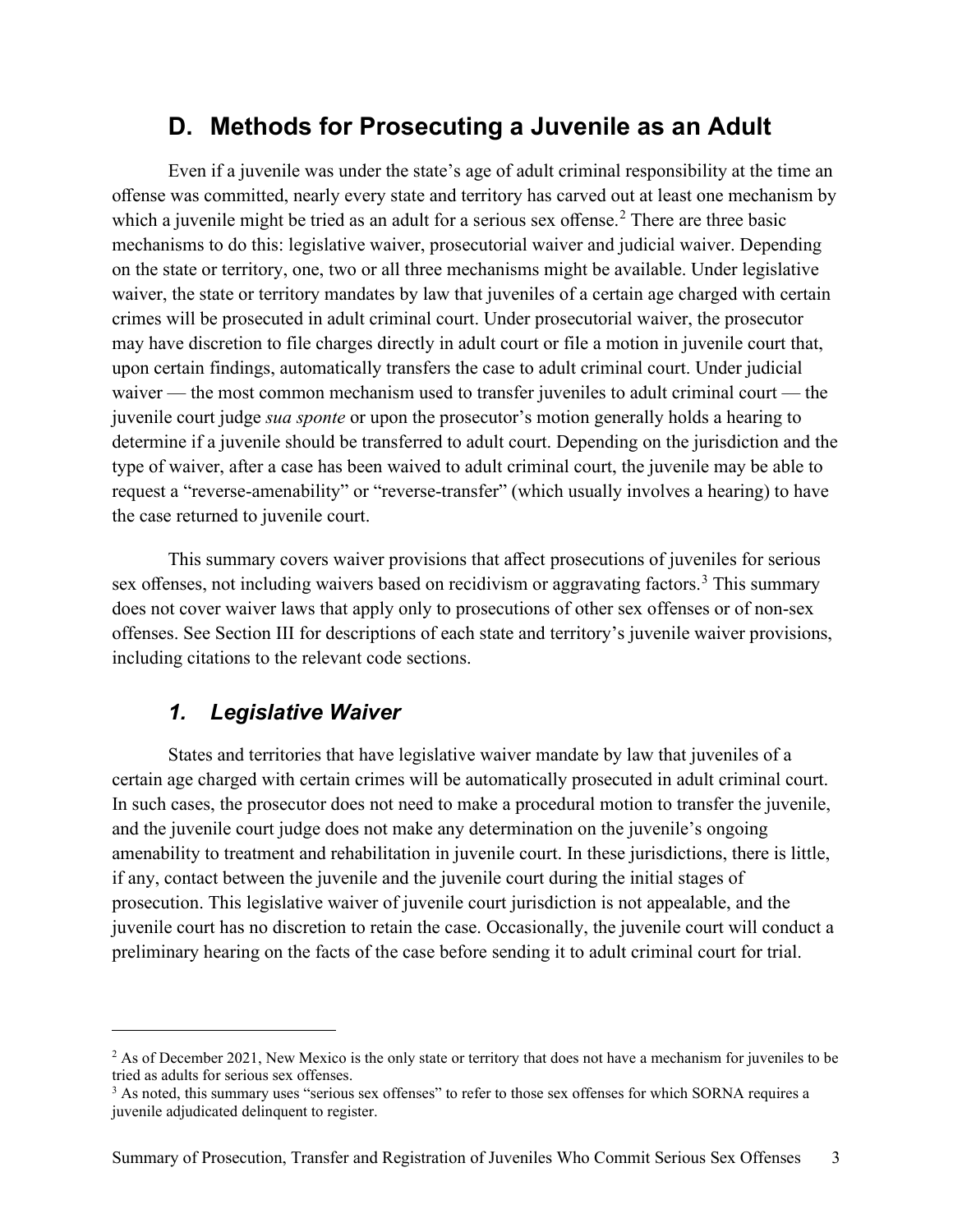## D. Methods for Prosecuting a Juvenile as an Adult

Even if a juvenile was under the state's age of adult criminal responsibility at the time an offense was committed, nearly every state and territory has carved out at least one mechanism by which a juvenile might be tried as an adult for a serious sex offense.[2] There are three basic mechanisms to do this: legislative waiver, prosecutorial waiver and judicial waiver. Depending on the state or territory, one, two or all three mechanisms might be available. Under legislative waiver, the state or territory mandates by law that juveniles of a certain age charged with certain crimes will be prosecuted in adult criminal court. Under prosecutorial waiver, the prosecutor may have discretion to file charges directly in adult court or file a motion in juvenile court that, upon certain findings, automatically transfers the case to adult criminal court. Under judicial waiver — the most common mechanism used to transfer juveniles to adult criminal court — the juvenile court judge *sua sponte* or upon the prosecutor's motion generally holds a hearing to determine if a juvenile should be transferred to adult court. Depending on the jurisdiction and the type of waiver, after a case has been waived to adult criminal court, the juvenile may be able to request a "reverse-amenability" or "reverse-transfer" (which usually involves a hearing) to have the case returned to juvenile court.

This summary covers waiver provisions that affect prosecutions of juveniles for serious sex offenses, not including waivers based on recidivism or aggravating factors.[3] This summary does not cover waiver laws that apply only to prosecutions of other sex offenses or of non-sex offenses. See Section III for descriptions of each state and territory's juvenile waiver provisions, including citations to the relevant code sections.

### *1. Legislative Waiver*

States and territories that have legislative waiver mandate by law that juveniles of a certain age charged with certain crimes will be automatically prosecuted in adult criminal court. In such cases, the prosecutor does not need to make a procedural motion to transfer the juvenile, and the juvenile court judge does not make any determination on the juvenile's ongoing amenability to treatment and rehabilitation in juvenile court. In these jurisdictions, there is little, if any, contact between the juvenile and the juvenile court during the initial stages of prosecution. This legislative waiver of juvenile court jurisdiction is not appealable, and the juvenile court has no discretion to retain the case. Occasionally, the juvenile court will conduct a preliminary hearing on the facts of the case before sending it to adult criminal court for trial.

---

[2] As of December 2021, New Mexico is the only state or territory that does not have a mechanism for juveniles to be tried as adults for serious sex offenses.

[3] As noted, this summary uses "serious sex offenses" to refer to those sex offenses for which SORNA requires a juvenile adjudicated delinquent to register.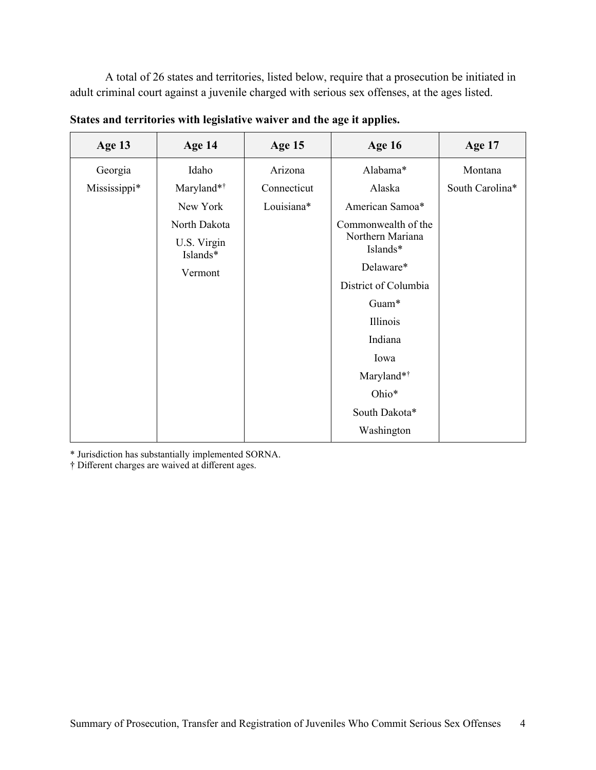A total of 26 states and territories, listed below, require that a prosecution be initiated in adult criminal court against a juvenile charged with serious sex offenses, at the ages listed.

**States and territories with legislative waiver and the age it applies.**

| Age 13 | Age 14 | Age 15 | Age 16 | Age 17 |
|---|---|---|---|---|
| Georgia | Idaho | Arizona | Alabama* | Montana |
| Mississippi* | Maryland*† | Connecticut | Alaska | South Carolina* |
| | New York | Louisiana* | American Samoa* | |
| | North Dakota | | Commonwealth of the Northern Mariana Islands* | |
| | U.S. Virgin Islands* | | Delaware* | |
| | Vermont | | District of Columbia | |
| | | | Guam* | |
| | | | Illinois | |
| | | | Indiana | |
| | | | Iowa | |
| | | | Maryland*† | |
| | | | Ohio* | |
| | | | South Dakota* | |
| | | | Washington | |

\* Jurisdiction has substantially implemented SORNA.
† Different charges are waived at different ages.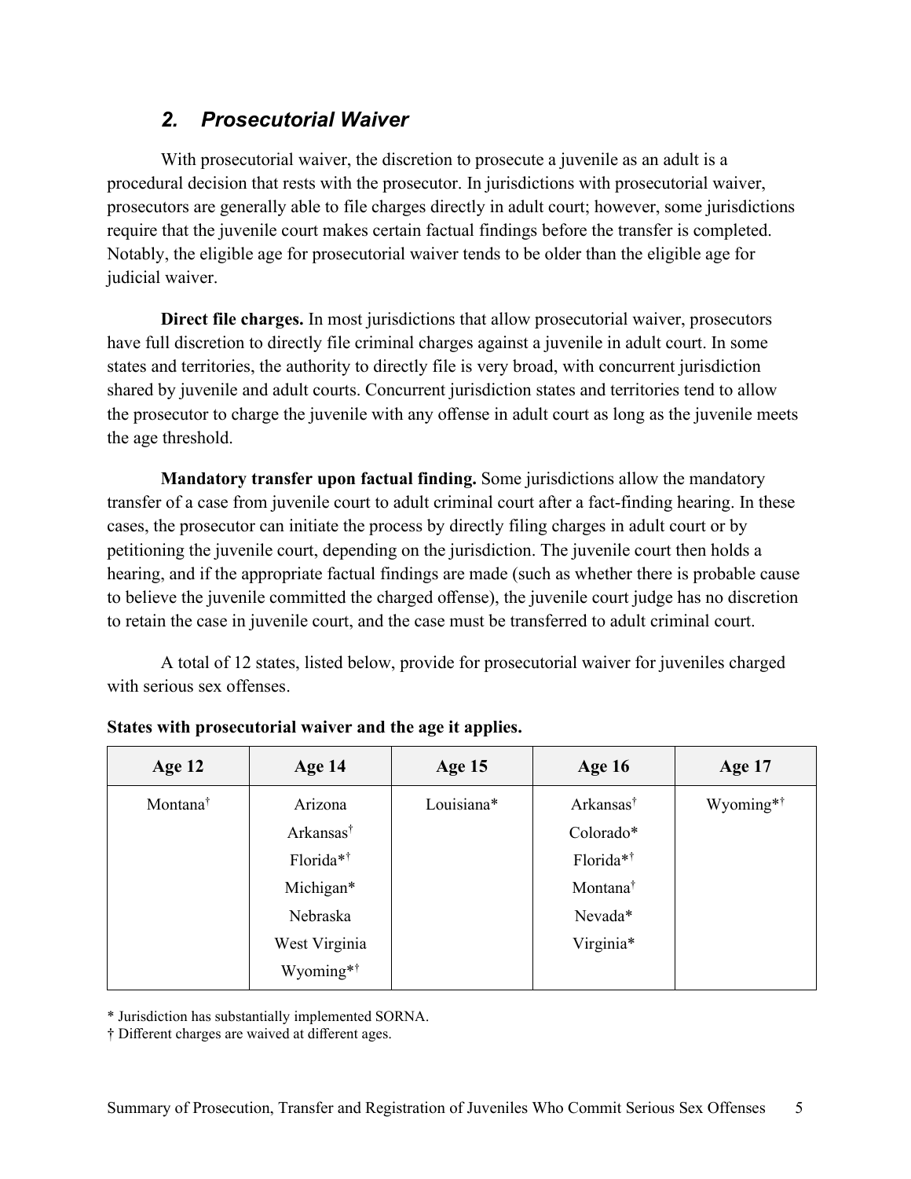### 2. *Prosecutorial Waiver*

With prosecutorial waiver, the discretion to prosecute a juvenile as an adult is a procedural decision that rests with the prosecutor. In jurisdictions with prosecutorial waiver, prosecutors are generally able to file charges directly in adult court; however, some jurisdictions require that the juvenile court makes certain factual findings before the transfer is completed. Notably, the eligible age for prosecutorial waiver tends to be older than the eligible age for judicial waiver.

**Direct file charges.** In most jurisdictions that allow prosecutorial waiver, prosecutors have full discretion to directly file criminal charges against a juvenile in adult court. In some states and territories, the authority to directly file is very broad, with concurrent jurisdiction shared by juvenile and adult courts. Concurrent jurisdiction states and territories tend to allow the prosecutor to charge the juvenile with any offense in adult court as long as the juvenile meets the age threshold.

**Mandatory transfer upon factual finding.** Some jurisdictions allow the mandatory transfer of a case from juvenile court to adult criminal court after a fact-finding hearing. In these cases, the prosecutor can initiate the process by directly filing charges in adult court or by petitioning the juvenile court, depending on the jurisdiction. The juvenile court then holds a hearing, and if the appropriate factual findings are made (such as whether there is probable cause to believe the juvenile committed the charged offense), the juvenile court judge has no discretion to retain the case in juvenile court, and the case must be transferred to adult criminal court.

A total of 12 states, listed below, provide for prosecutorial waiver for juveniles charged with serious sex offenses.

**States with prosecutorial waiver and the age it applies.**

| Age 12 | Age 14 | Age 15 | Age 16 | Age 17 |
|---|---|---|---|---|
| Montana† | Arizona | Louisiana* | Arkansas† | Wyoming*† |
| | Arkansas† | | Colorado* | |
| | Florida*† | | Florida*† | |
| | Michigan* | | Montana† | |
| | Nebraska | | Nevada* | |
| | West Virginia | | Virginia* | |
| | Wyoming*† | | | |

\* Jurisdiction has substantially implemented SORNA.

† Different charges are waived at different ages.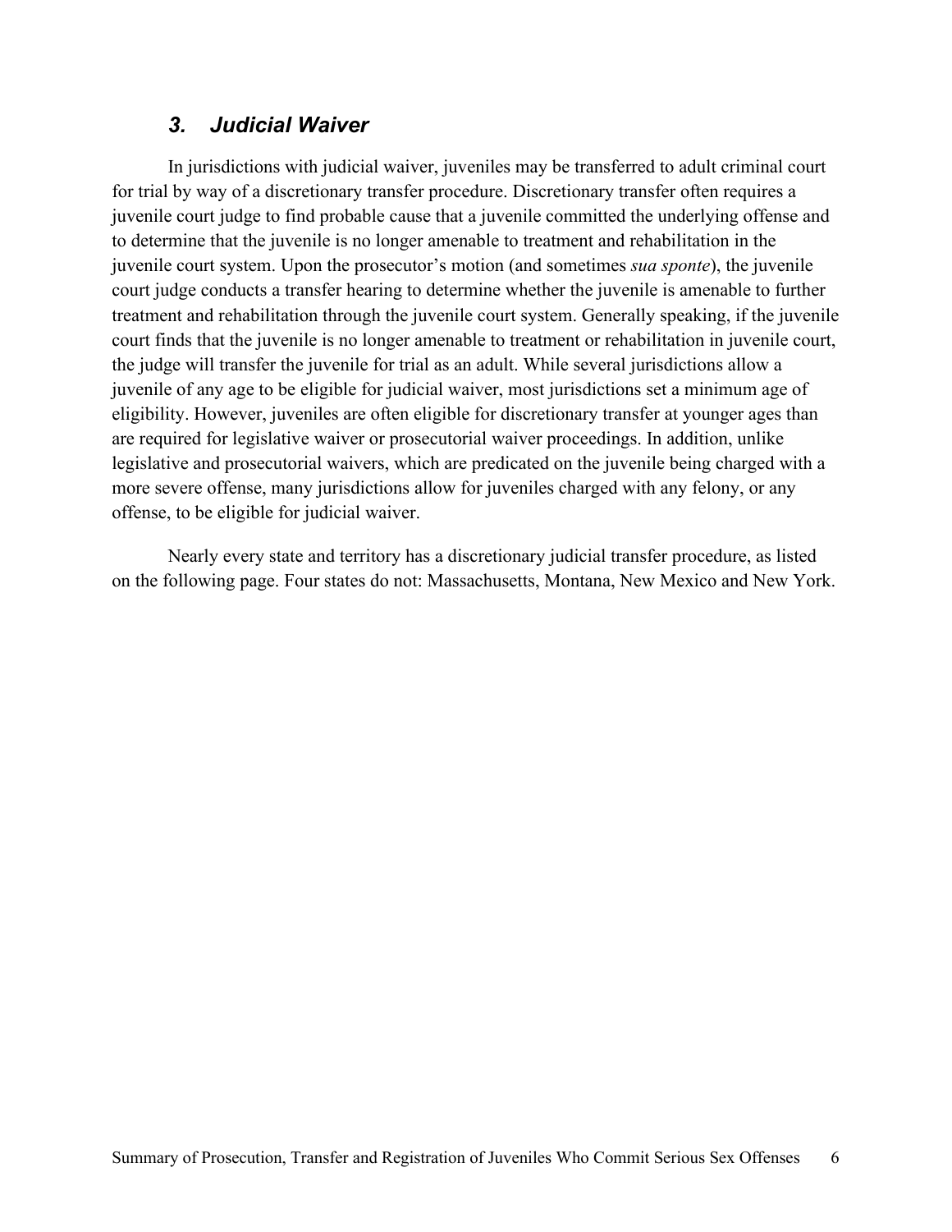### *3. Judicial Waiver*

In jurisdictions with judicial waiver, juveniles may be transferred to adult criminal court for trial by way of a discretionary transfer procedure. Discretionary transfer often requires a juvenile court judge to find probable cause that a juvenile committed the underlying offense and to determine that the juvenile is no longer amenable to treatment and rehabilitation in the juvenile court system. Upon the prosecutor's motion (and sometimes *sua sponte*), the juvenile court judge conducts a transfer hearing to determine whether the juvenile is amenable to further treatment and rehabilitation through the juvenile court system. Generally speaking, if the juvenile court finds that the juvenile is no longer amenable to treatment or rehabilitation in juvenile court, the judge will transfer the juvenile for trial as an adult. While several jurisdictions allow a juvenile of any age to be eligible for judicial waiver, most jurisdictions set a minimum age of eligibility. However, juveniles are often eligible for discretionary transfer at younger ages than are required for legislative waiver or prosecutorial waiver proceedings. In addition, unlike legislative and prosecutorial waivers, which are predicated on the juvenile being charged with a more severe offense, many jurisdictions allow for juveniles charged with any felony, or any offense, to be eligible for judicial waiver.

Nearly every state and territory has a discretionary judicial transfer procedure, as listed on the following page. Four states do not: Massachusetts, Montana, New Mexico and New York.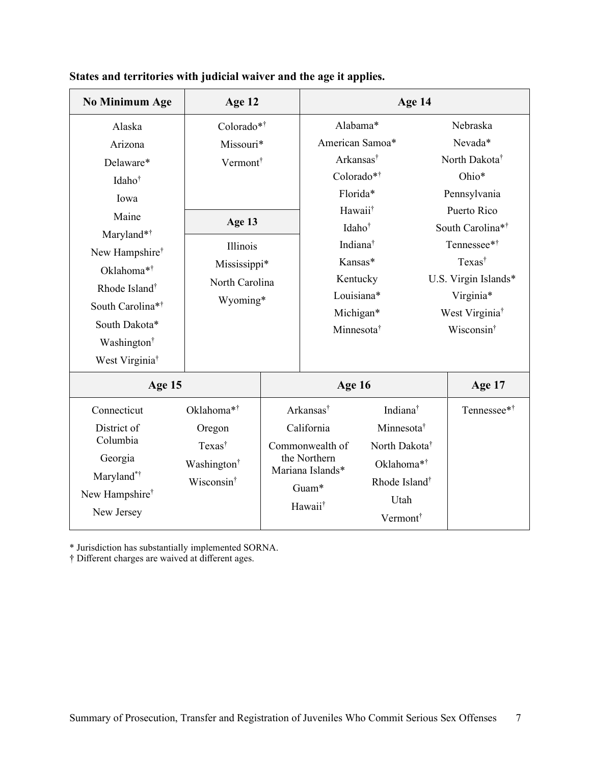**States and territories with judicial waiver and the age it applies.**

| No Minimum Age | Age 12 | Age 13 | Age 14 | Age 15 | Age 16 | Age 17 |
|---|---|---|---|---|---|---|
| Alaska | Colorado*† | Illinois | Alabama* | Connecticut | Arkansas† | Tennessee*† |
| Arizona | Missouri* | Mississippi* | American Samoa* | District of Columbia | California | |
| Delaware* | Vermont† | North Carolina | Arkansas† | Georgia | Commonwealth of the Northern Mariana Islands* | |
| Idaho† | | Wyoming* | Colorado*† | Maryland*† | Guam* | |
| Iowa | | | Florida* | New Hampshire† | Hawaii† | |
| Maine | | | Hawaii† | New Jersey | Indiana† | |
| Maryland*† | | | Idaho† | Oklahoma*† | Minnesota† | |
| New Hampshire† | | | Indiana† | Oregon | North Dakota† | |
| Oklahoma*† | | | Kansas* | Texas† | Oklahoma*† | |
| Rhode Island† | | | Kentucky | Washington† | Rhode Island† | |
| South Carolina*† | | | Louisiana* | Wisconsin† | Utah | |
| South Dakota* | | | Michigan* | | Vermont† | |
| Washington† | | | Minnesota† | | | |
| West Virginia† | | | Nebraska | | | |
| | | | Nevada* | | | |
| | | | North Dakota† | | | |
| | | | Ohio* | | | |
| | | | Pennsylvania | | | |
| | | | Puerto Rico | | | |
| | | | South Carolina*† | | | |
| | | | Tennessee*† | | | |
| | | | Texas† | | | |
| | | | U.S. Virgin Islands* | | | |
| | | | Virginia* | | | |
| | | | West Virginia† | | | |
| | | | Wisconsin† | | | |

\* Jurisdiction has substantially implemented SORNA.

† Different charges are waived at different ages.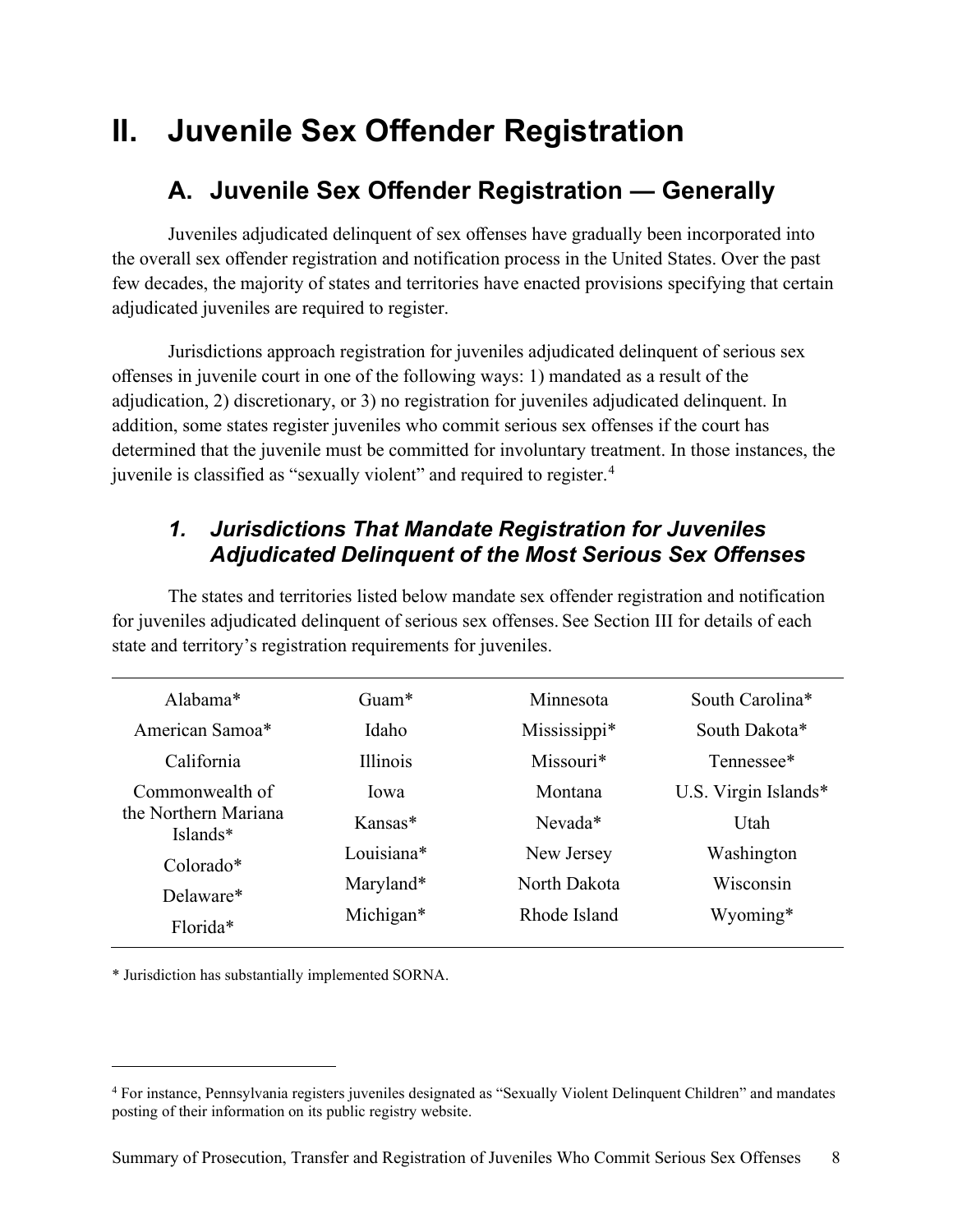# II. Juvenile Sex Offender Registration

## A. Juvenile Sex Offender Registration — Generally

Juveniles adjudicated delinquent of sex offenses have gradually been incorporated into the overall sex offender registration and notification process in the United States. Over the past few decades, the majority of states and territories have enacted provisions specifying that certain adjudicated juveniles are required to register.

Jurisdictions approach registration for juveniles adjudicated delinquent of serious sex offenses in juvenile court in one of the following ways: 1) mandated as a result of the adjudication, 2) discretionary, or 3) no registration for juveniles adjudicated delinquent. In addition, some states register juveniles who commit serious sex offenses if the court has determined that the juvenile must be committed for involuntary treatment. In those instances, the juvenile is classified as "sexually violent" and required to register.[4]

### *1. Jurisdictions That Mandate Registration for Juveniles Adjudicated Delinquent of the Most Serious Sex Offenses*

The states and territories listed below mandate sex offender registration and notification for juveniles adjudicated delinquent of serious sex offenses. See Section III for details of each state and territory's registration requirements for juveniles.

| | | | |
|---|---|---|---|
| Alabama* | Guam* | Minnesota | South Carolina* |
| American Samoa* | Idaho | Mississippi* | South Dakota* |
| California | Illinois | Missouri* | Tennessee* |
| Commonwealth of the Northern Mariana Islands* | Iowa | Montana | U.S. Virgin Islands* |
| Colorado* | Kansas* | Nevada* | Utah |
| Delaware* | Louisiana* | New Jersey | Washington |
| Florida* | Maryland* | North Dakota | Wisconsin |
| | Michigan* | Rhode Island | Wyoming* |

* Jurisdiction has substantially implemented SORNA.

[4] For instance, Pennsylvania registers juveniles designated as "Sexually Violent Delinquent Children" and mandates posting of their information on its public registry website.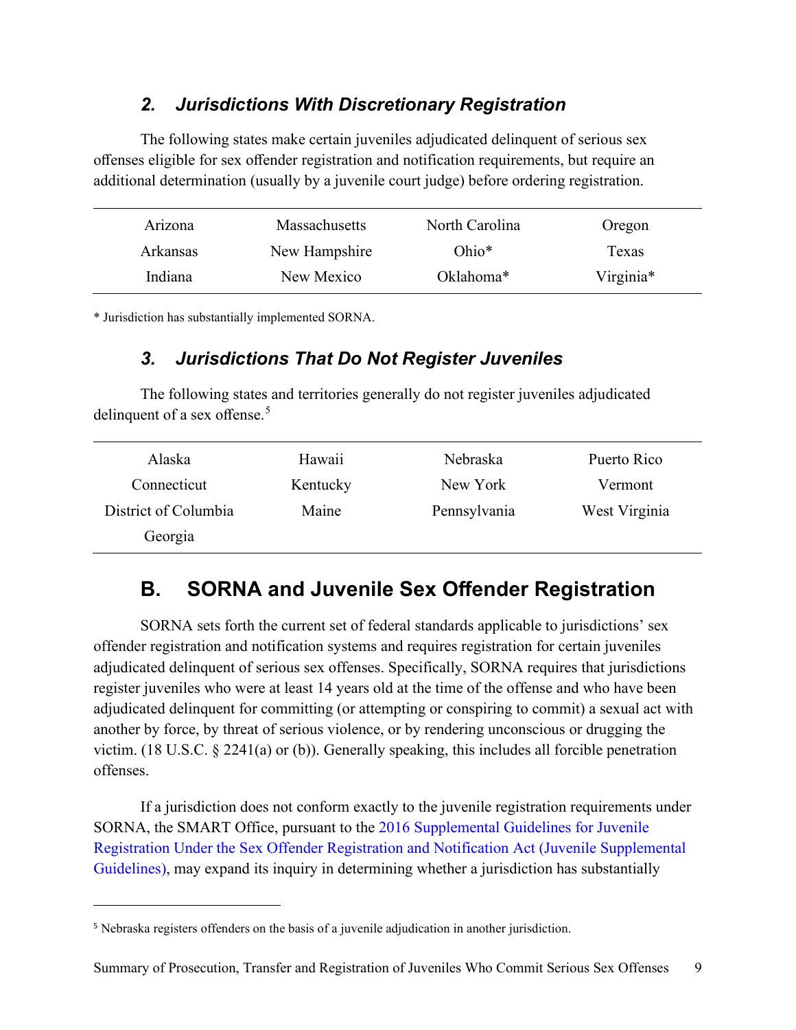### 2. Jurisdictions With Discretionary Registration

The following states make certain juveniles adjudicated delinquent of serious sex offenses eligible for sex offender registration and notification requirements, but require an additional determination (usually by a juvenile court judge) before ordering registration.

| | | | |
|---|---|---|---|
| Arizona | Massachusetts | North Carolina | Oregon |
| Arkansas | New Hampshire | Ohio* | Texas |
| Indiana | New Mexico | Oklahoma* | Virginia* |

* Jurisdiction has substantially implemented SORNA.

### 3. Jurisdictions That Do Not Register Juveniles

The following states and territories generally do not register juveniles adjudicated delinquent of a sex offense.[5]

| | | | |
|---|---|---|---|
| Alaska | Hawaii | Nebraska | Puerto Rico |
| Connecticut | Kentucky | New York | Vermont |
| District of Columbia | Maine | Pennsylvania | West Virginia |
| Georgia | | | |

## B. SORNA and Juvenile Sex Offender Registration

SORNA sets forth the current set of federal standards applicable to jurisdictions' sex offender registration and notification systems and requires registration for certain juveniles adjudicated delinquent of serious sex offenses. Specifically, SORNA requires that jurisdictions register juveniles who were at least 14 years old at the time of the offense and who have been adjudicated delinquent for committing (or attempting or conspiring to commit) a sexual act with another by force, by threat of serious violence, or by rendering unconscious or drugging the victim. (18 U.S.C. § 2241(a) or (b)). Generally speaking, this includes all forcible penetration offenses.

If a jurisdiction does not conform exactly to the juvenile registration requirements under SORNA, the SMART Office, pursuant to the 2016 Supplemental Guidelines for Juvenile Registration Under the Sex Offender Registration and Notification Act (Juvenile Supplemental Guidelines), may expand its inquiry in determining whether a jurisdiction has substantially

[5] Nebraska registers offenders on the basis of a juvenile adjudication in another jurisdiction.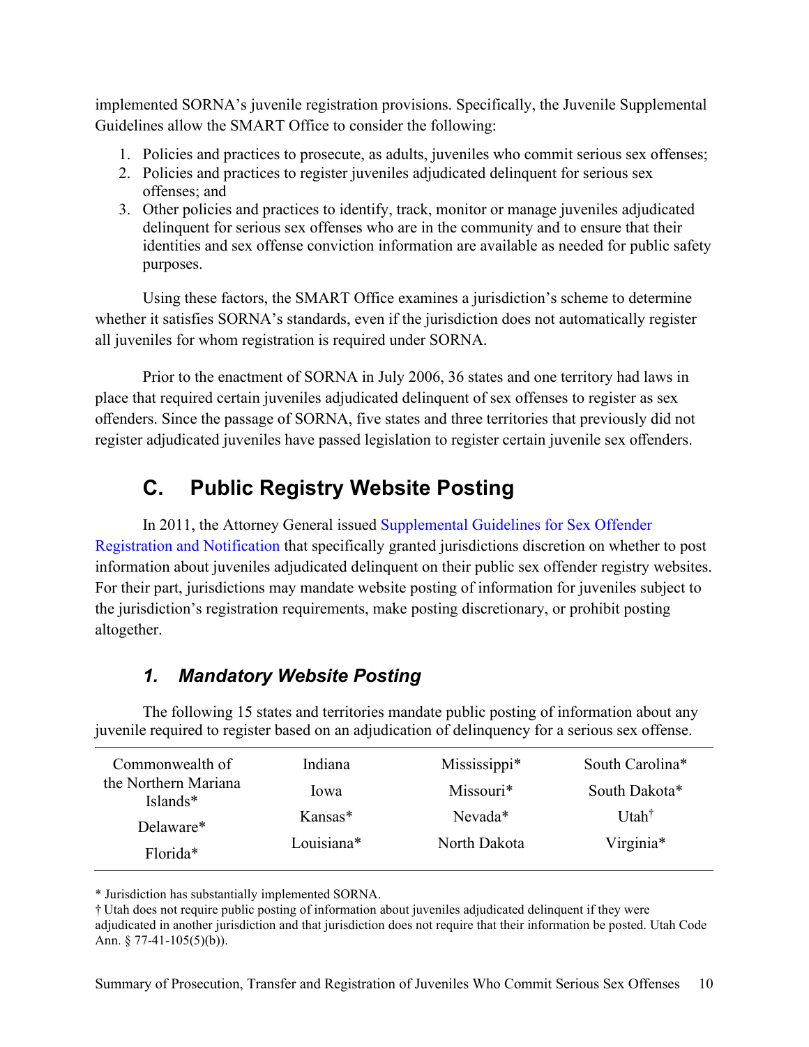implemented SORNA's juvenile registration provisions. Specifically, the Juvenile Supplemental Guidelines allow the SMART Office to consider the following:

1. Policies and practices to prosecute, as adults, juveniles who commit serious sex offenses;
2. Policies and practices to register juveniles adjudicated delinquent for serious sex offenses; and
3. Other policies and practices to identify, track, monitor or manage juveniles adjudicated delinquent for serious sex offenses who are in the community and to ensure that their identities and sex offense conviction information are available as needed for public safety purposes.

Using these factors, the SMART Office examines a jurisdiction's scheme to determine whether it satisfies SORNA's standards, even if the jurisdiction does not automatically register all juveniles for whom registration is required under SORNA.

Prior to the enactment of SORNA in July 2006, 36 states and one territory had laws in place that required certain juveniles adjudicated delinquent of sex offenses to register as sex offenders. Since the passage of SORNA, five states and three territories that previously did not register adjudicated juveniles have passed legislation to register certain juvenile sex offenders.

## C. Public Registry Website Posting

In 2011, the Attorney General issued Supplemental Guidelines for Sex Offender Registration and Notification that specifically granted jurisdictions discretion on whether to post information about juveniles adjudicated delinquent on their public sex offender registry websites. For their part, jurisdictions may mandate website posting of information for juveniles subject to the jurisdiction's registration requirements, make posting discretionary, or prohibit posting altogether.

### *1. Mandatory Website Posting*

The following 15 states and territories mandate public posting of information about any juvenile required to register based on an adjudication of delinquency for a serious sex offense.

| | | | |
|---|---|---|---|
| Commonwealth of the Northern Mariana Islands* | Indiana | Mississippi* | South Carolina* |
| Delaware* | Iowa | Missouri* | South Dakota* |
| Florida* | Kansas* | Nevada* | Utah† |
| | Louisiana* | North Dakota | Virginia* |

\* Jurisdiction has substantially implemented SORNA.

† Utah does not require public posting of information about juveniles adjudicated delinquent if they were adjudicated in another jurisdiction and that jurisdiction does not require that their information be posted. Utah Code Ann. § 77-41-105(5)(b)).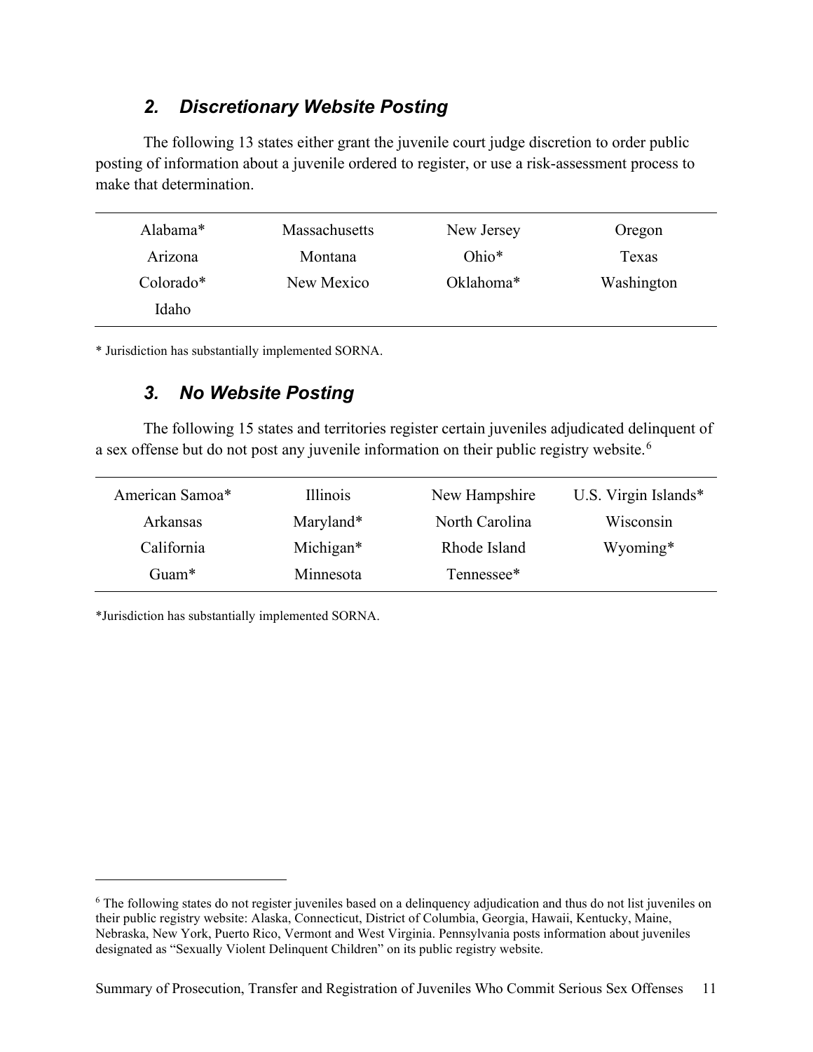### *2. Discretionary Website Posting*

The following 13 states either grant the juvenile court judge discretion to order public posting of information about a juvenile ordered to register, or use a risk-assessment process to make that determination.

| | | | |
|---|---|---|---|
| Alabama* | Massachusetts | New Jersey | Oregon |
| Arizona | Montana | Ohio* | Texas |
| Colorado* | New Mexico | Oklahoma* | Washington |
| Idaho | | | |

\* Jurisdiction has substantially implemented SORNA.

### *3. No Website Posting*

The following 15 states and territories register certain juveniles adjudicated delinquent of a sex offense but do not post any juvenile information on their public registry website.[6]

| | | | |
|---|---|---|---|
| American Samoa* | Illinois | New Hampshire | U.S. Virgin Islands* |
| Arkansas | Maryland* | North Carolina | Wisconsin |
| California | Michigan* | Rhode Island | Wyoming* |
| Guam* | Minnesota | Tennessee* | |

*Jurisdiction has substantially implemented SORNA.

[6] The following states do not register juveniles based on a delinquency adjudication and thus do not list juveniles on their public registry website: Alaska, Connecticut, District of Columbia, Georgia, Hawaii, Kentucky, Maine, Nebraska, New York, Puerto Rico, Vermont and West Virginia. Pennsylvania posts information about juveniles designated as "Sexually Violent Delinquent Children" on its public registry website.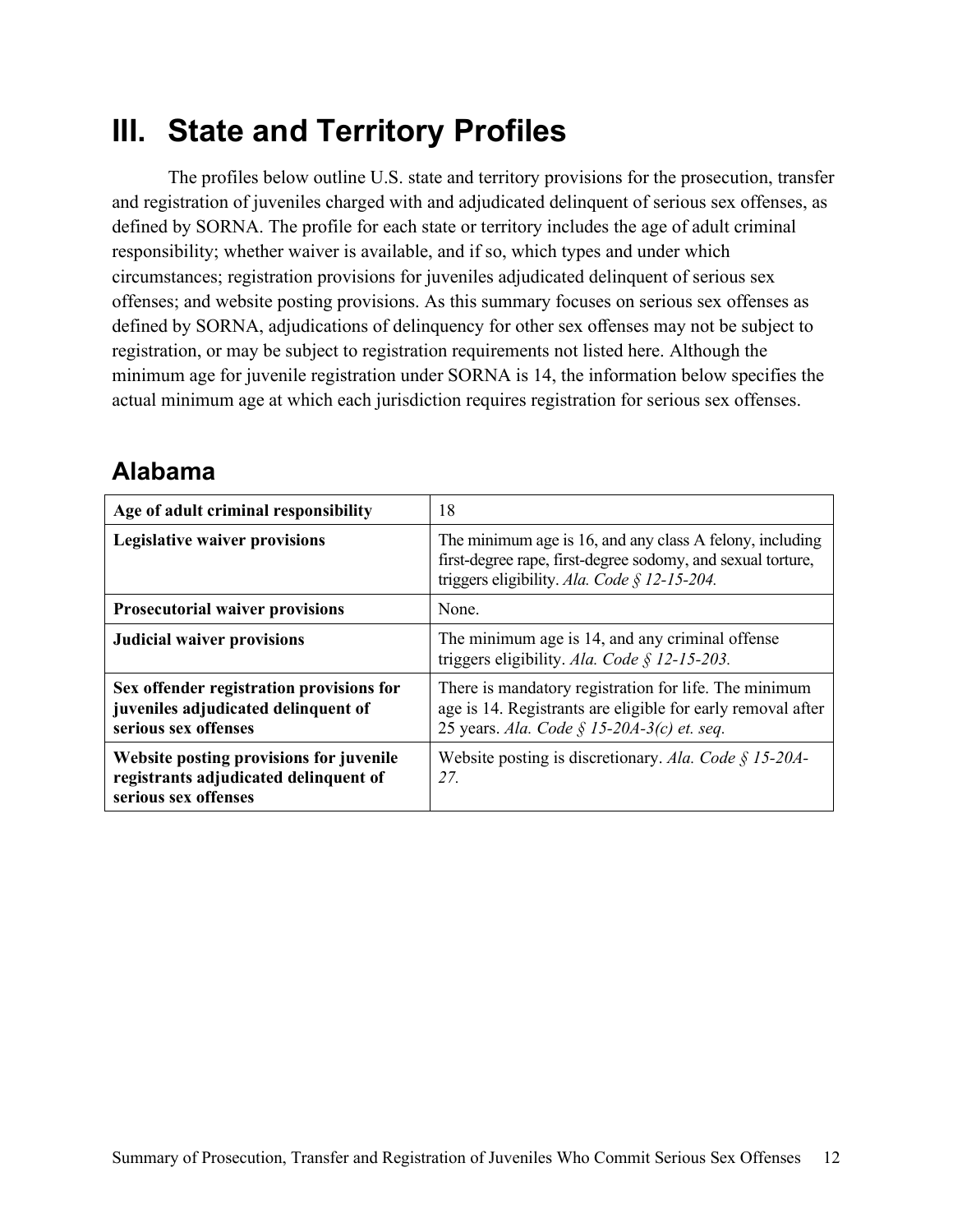# III. State and Territory Profiles

The profiles below outline U.S. state and territory provisions for the prosecution, transfer and registration of juveniles charged with and adjudicated delinquent of serious sex offenses, as defined by SORNA. The profile for each state or territory includes the age of adult criminal responsibility; whether waiver is available, and if so, which types and under which circumstances; registration provisions for juveniles adjudicated delinquent of serious sex offenses; and website posting provisions. As this summary focuses on serious sex offenses as defined by SORNA, adjudications of delinquency for other sex offenses may not be subject to registration, or may be subject to registration requirements not listed here. Although the minimum age for juvenile registration under SORNA is 14, the information below specifies the actual minimum age at which each jurisdiction requires registration for serious sex offenses.

## Alabama

| | |
|---|---|
| **Age of adult criminal responsibility** | 18 |
| **Legislative waiver provisions** | The minimum age is 16, and any class A felony, including first-degree rape, first-degree sodomy, and sexual torture, triggers eligibility. *Ala. Code § 12-15-204.* |
| **Prosecutorial waiver provisions** | None. |
| **Judicial waiver provisions** | The minimum age is 14, and any criminal offense triggers eligibility. *Ala. Code § 12-15-203.* |
| **Sex offender registration provisions for juveniles adjudicated delinquent of serious sex offenses** | There is mandatory registration for life. The minimum age is 14. Registrants are eligible for early removal after 25 years. *Ala. Code § 15-20A-3(c) et. seq.* |
| **Website posting provisions for juvenile registrants adjudicated delinquent of serious sex offenses** | Website posting is discretionary. *Ala. Code § 15-20A-27.* |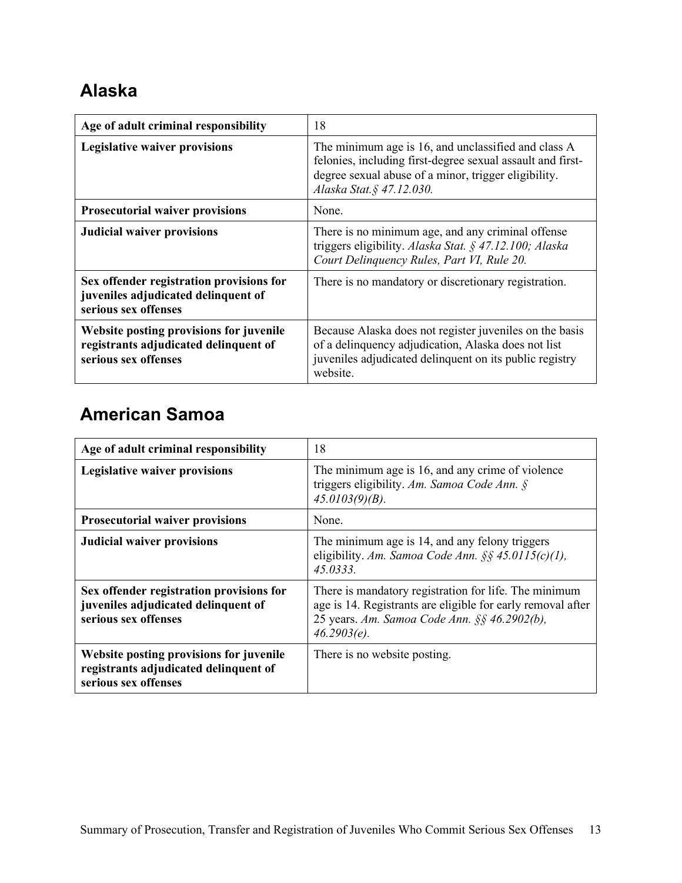## Alaska

| Age of adult criminal responsibility | 18 |
|---|---|
| **Legislative waiver provisions** | The minimum age is 16, and unclassified and class A felonies, including first-degree sexual assault and first-degree sexual abuse of a minor, trigger eligibility. *Alaska Stat.§ 47.12.030.* |
| **Prosecutorial waiver provisions** | None. |
| **Judicial waiver provisions** | There is no minimum age, and any criminal offense triggers eligibility. *Alaska Stat. § 47.12.100; Alaska Court Delinquency Rules, Part VI, Rule 20.* |
| **Sex offender registration provisions for juveniles adjudicated delinquent of serious sex offenses** | There is no mandatory or discretionary registration. |
| **Website posting provisions for juvenile registrants adjudicated delinquent of serious sex offenses** | Because Alaska does not register juveniles on the basis of a delinquency adjudication, Alaska does not list juveniles adjudicated delinquent on its public registry website. |

## American Samoa

| Age of adult criminal responsibility | 18 |
|---|---|
| **Legislative waiver provisions** | The minimum age is 16, and any crime of violence triggers eligibility. *Am. Samoa Code Ann. § 45.0103(9)(B).* |
| **Prosecutorial waiver provisions** | None. |
| **Judicial waiver provisions** | The minimum age is 14, and any felony triggers eligibility. *Am. Samoa Code Ann. §§ 45.0115(c)(1), 45.0333.* |
| **Sex offender registration provisions for juveniles adjudicated delinquent of serious sex offenses** | There is mandatory registration for life. The minimum age is 14. Registrants are eligible for early removal after 25 years. *Am. Samoa Code Ann. §§ 46.2902(b), 46.2903(e).* |
| **Website posting provisions for juvenile registrants adjudicated delinquent of serious sex offenses** | There is no website posting. |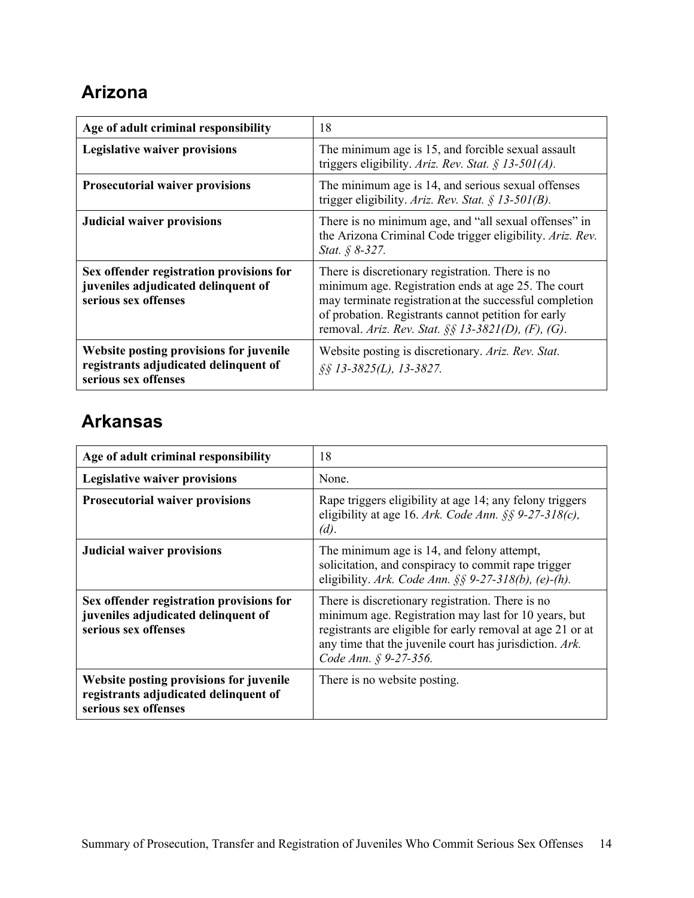## Arizona

| Age of adult criminal responsibility | 18 |
|---|---|
| **Legislative waiver provisions** | The minimum age is 15, and forcible sexual assault triggers eligibility. *Ariz. Rev. Stat. § 13-501(A).* |
| **Prosecutorial waiver provisions** | The minimum age is 14, and serious sexual offenses trigger eligibility. *Ariz. Rev. Stat. § 13-501(B).* |
| **Judicial waiver provisions** | There is no minimum age, and "all sexual offenses" in the Arizona Criminal Code trigger eligibility. *Ariz. Rev. Stat. § 8-327.* |
| **Sex offender registration provisions for juveniles adjudicated delinquent of serious sex offenses** | There is discretionary registration. There is no minimum age. Registration ends at age 25. The court may terminate registration at the successful completion of probation. Registrants cannot petition for early removal. *Ariz. Rev. Stat. §§ 13-3821(D), (F), (G).* |
| **Website posting provisions for juvenile registrants adjudicated delinquent of serious sex offenses** | Website posting is discretionary. *Ariz. Rev. Stat. §§ 13-3825(L), 13-3827.* |

## Arkansas

| Age of adult criminal responsibility | 18 |
|---|---|
| **Legislative waiver provisions** | None. |
| **Prosecutorial waiver provisions** | Rape triggers eligibility at age 14; any felony triggers eligibility at age 16. *Ark. Code Ann. §§ 9-27-318(c), (d).* |
| **Judicial waiver provisions** | The minimum age is 14, and felony attempt, solicitation, and conspiracy to commit rape trigger eligibility. *Ark. Code Ann. §§ 9-27-318(b), (e)-(h).* |
| **Sex offender registration provisions for juveniles adjudicated delinquent of serious sex offenses** | There is discretionary registration. There is no minimum age. Registration may last for 10 years, but registrants are eligible for early removal at age 21 or at any time that the juvenile court has jurisdiction. *Ark. Code Ann. § 9-27-356.* |
| **Website posting provisions for juvenile registrants adjudicated delinquent of serious sex offenses** | There is no website posting. |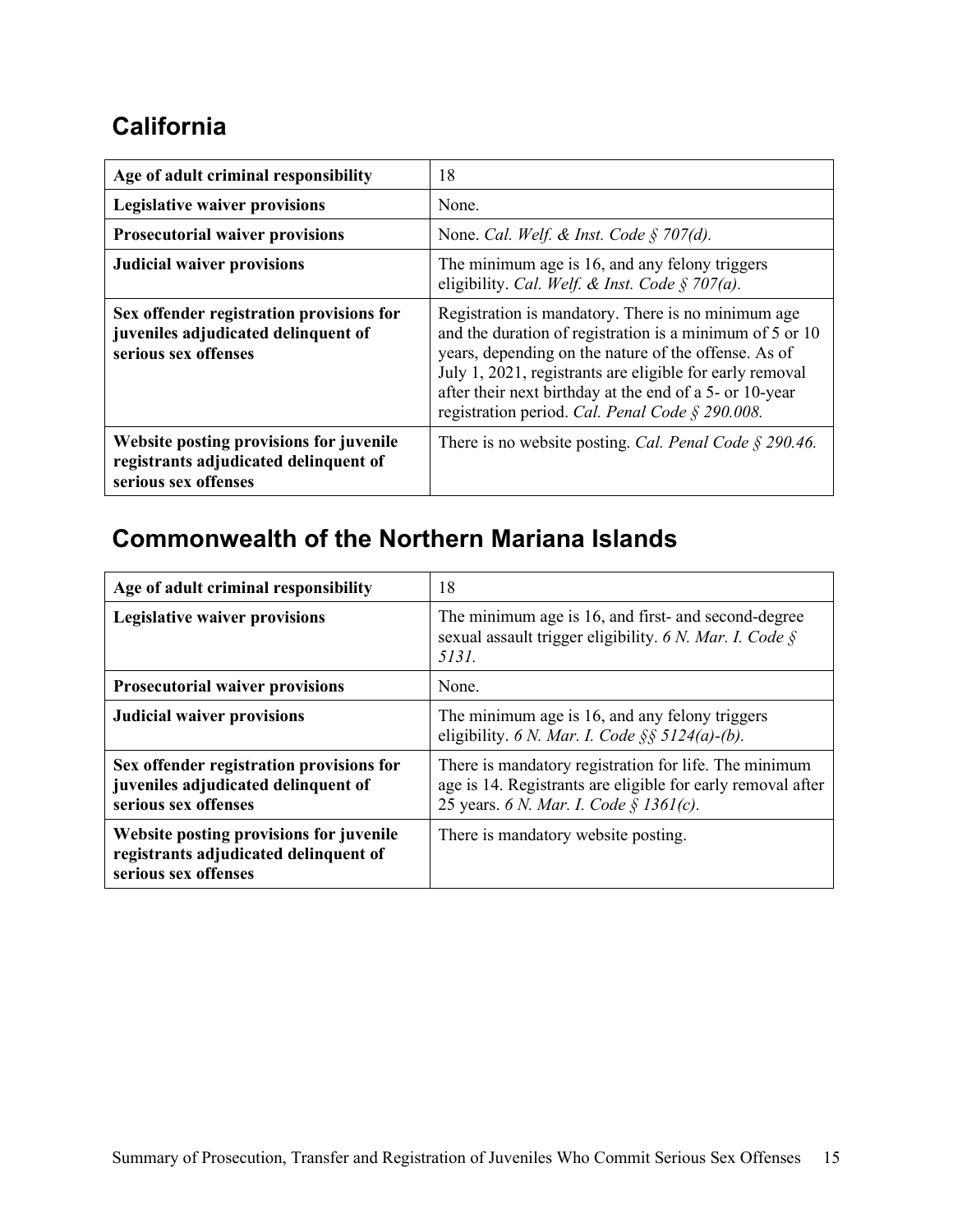## California

| Age of adult criminal responsibility | 18 |
|---|---|
| **Legislative waiver provisions** | None. |
| **Prosecutorial waiver provisions** | None. *Cal. Welf. & Inst. Code § 707(d).* |
| **Judicial waiver provisions** | The minimum age is 16, and any felony triggers eligibility. *Cal. Welf. & Inst. Code § 707(a).* |
| **Sex offender registration provisions for juveniles adjudicated delinquent of serious sex offenses** | Registration is mandatory. There is no minimum age and the duration of registration is a minimum of 5 or 10 years, depending on the nature of the offense. As of July 1, 2021, registrants are eligible for early removal after their next birthday at the end of a 5- or 10-year registration period. *Cal. Penal Code § 290.008.* |
| **Website posting provisions for juvenile registrants adjudicated delinquent of serious sex offenses** | There is no website posting. *Cal. Penal Code § 290.46.* |

## Commonwealth of the Northern Mariana Islands

| Age of adult criminal responsibility | 18 |
|---|---|
| **Legislative waiver provisions** | The minimum age is 16, and first- and second-degree sexual assault trigger eligibility. *6 N. Mar. I. Code § 5131.* |
| **Prosecutorial waiver provisions** | None. |
| **Judicial waiver provisions** | The minimum age is 16, and any felony triggers eligibility. *6 N. Mar. I. Code §§ 5124(a)-(b).* |
| **Sex offender registration provisions for juveniles adjudicated delinquent of serious sex offenses** | There is mandatory registration for life. The minimum age is 14. Registrants are eligible for early removal after 25 years. *6 N. Mar. I. Code § 1361(c).* |
| **Website posting provisions for juvenile registrants adjudicated delinquent of serious sex offenses** | There is mandatory website posting. |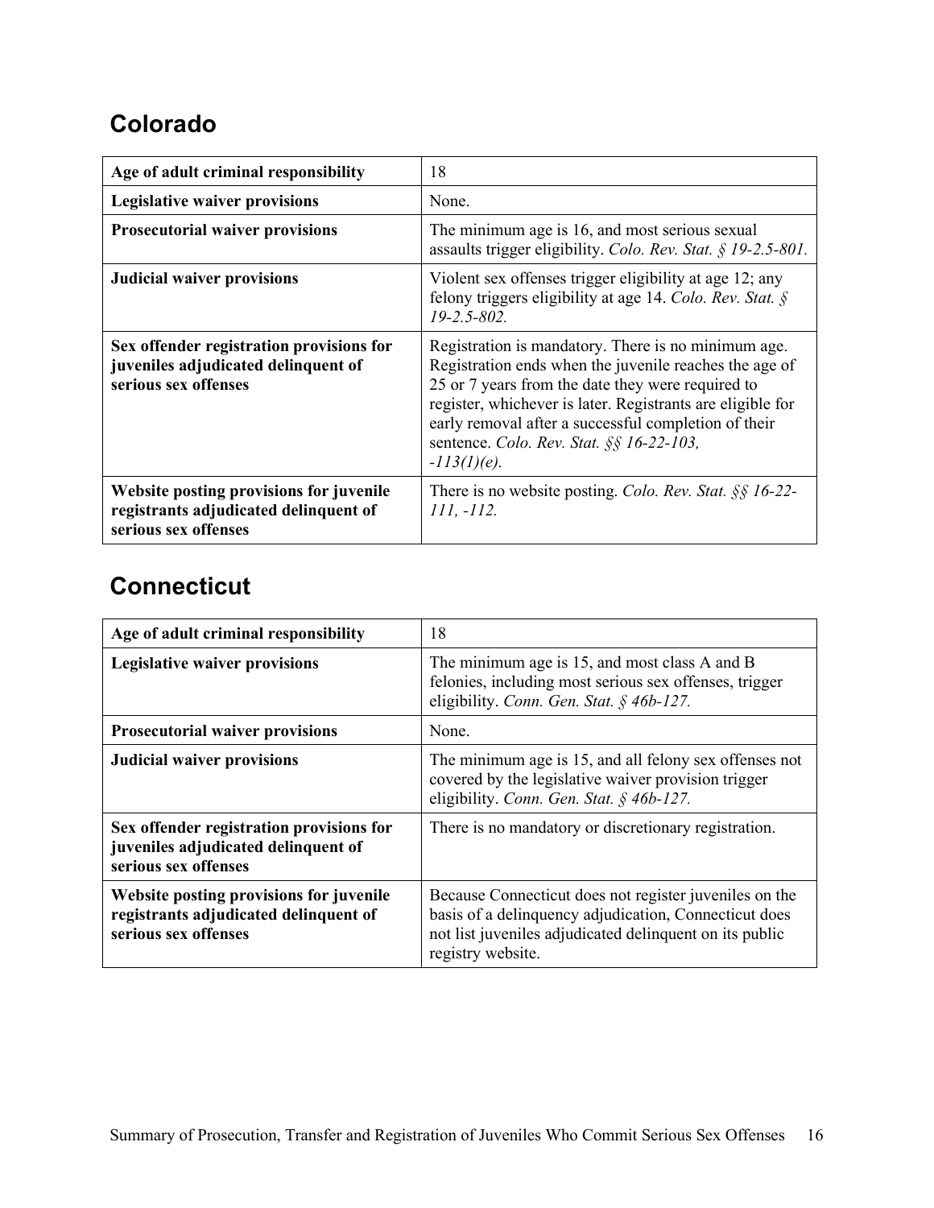## Colorado

| Age of adult criminal responsibility | 18 |
|---|---|
| **Legislative waiver provisions** | None. |
| **Prosecutorial waiver provisions** | The minimum age is 16, and most serious sexual assaults trigger eligibility. *Colo. Rev. Stat. § 19-2.5-801.* |
| **Judicial waiver provisions** | Violent sex offenses trigger eligibility at age 12; any felony triggers eligibility at age 14. *Colo. Rev. Stat. § 19-2.5-802.* |
| **Sex offender registration provisions for juveniles adjudicated delinquent of serious sex offenses** | Registration is mandatory. There is no minimum age. Registration ends when the juvenile reaches the age of 25 or 7 years from the date they were required to register, whichever is later. Registrants are eligible for early removal after a successful completion of their sentence. *Colo. Rev. Stat. §§ 16-22-103, -113(1)(e).* |
| **Website posting provisions for juvenile registrants adjudicated delinquent of serious sex offenses** | There is no website posting. *Colo. Rev. Stat. §§ 16-22-111, -112.* |

## Connecticut

| Age of adult criminal responsibility | 18 |
|---|---|
| **Legislative waiver provisions** | The minimum age is 15, and most class A and B felonies, including most serious sex offenses, trigger eligibility. *Conn. Gen. Stat. § 46b-127.* |
| **Prosecutorial waiver provisions** | None. |
| **Judicial waiver provisions** | The minimum age is 15, and all felony sex offenses not covered by the legislative waiver provision trigger eligibility. *Conn. Gen. Stat. § 46b-127.* |
| **Sex offender registration provisions for juveniles adjudicated delinquent of serious sex offenses** | There is no mandatory or discretionary registration. |
| **Website posting provisions for juvenile registrants adjudicated delinquent of serious sex offenses** | Because Connecticut does not register juveniles on the basis of a delinquency adjudication, Connecticut does not list juveniles adjudicated delinquent on its public registry website. |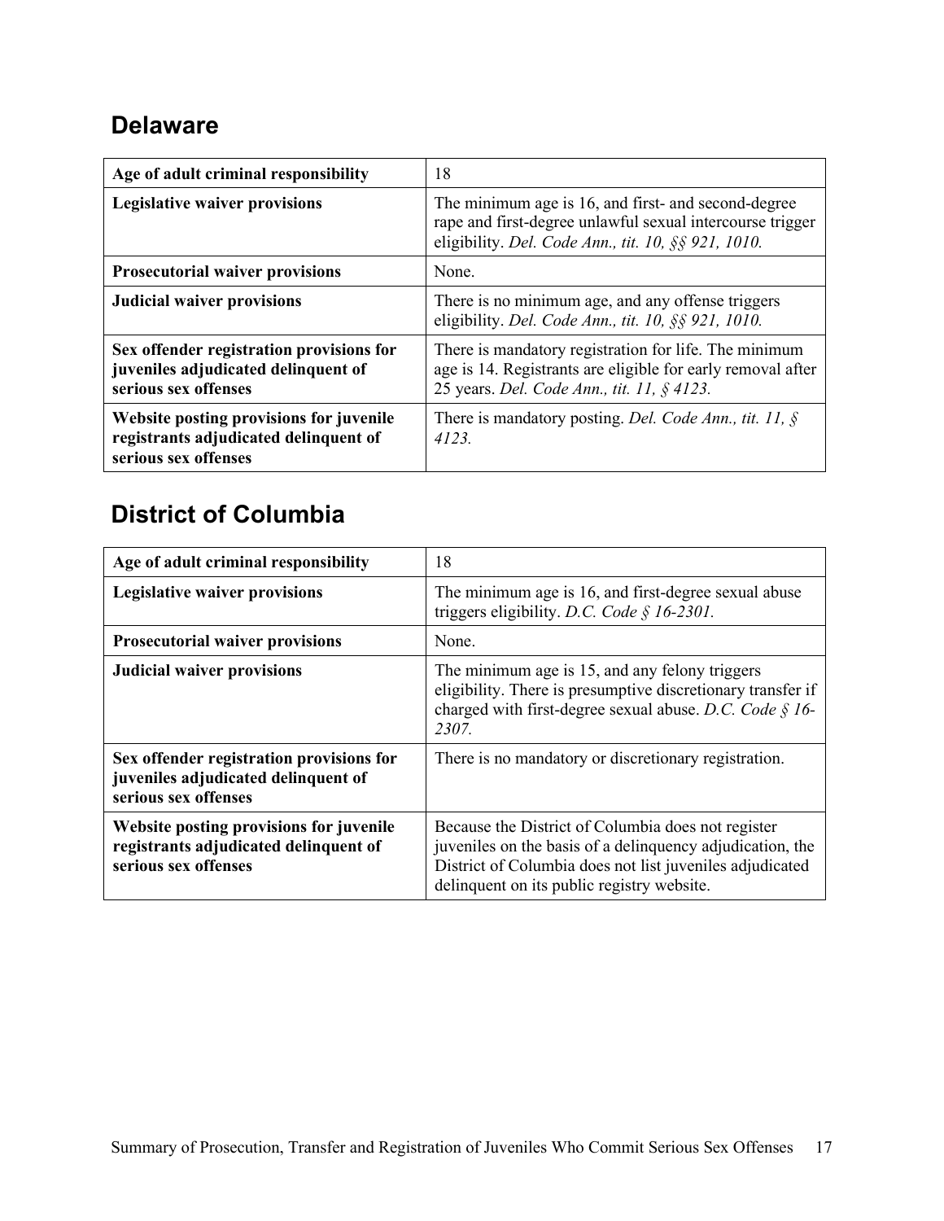## Delaware

| Age of adult criminal responsibility | 18 |
|---|---|
| **Legislative waiver provisions** | The minimum age is 16, and first- and second-degree rape and first-degree unlawful sexual intercourse trigger eligibility. *Del. Code Ann., tit. 10, §§ 921, 1010.* |
| **Prosecutorial waiver provisions** | None. |
| **Judicial waiver provisions** | There is no minimum age, and any offense triggers eligibility. *Del. Code Ann., tit. 10, §§ 921, 1010.* |
| **Sex offender registration provisions for juveniles adjudicated delinquent of serious sex offenses** | There is mandatory registration for life. The minimum age is 14. Registrants are eligible for early removal after 25 years. *Del. Code Ann., tit. 11, § 4123.* |
| **Website posting provisions for juvenile registrants adjudicated delinquent of serious sex offenses** | There is mandatory posting. *Del. Code Ann., tit. 11, § 4123.* |

## District of Columbia

| Age of adult criminal responsibility | 18 |
|---|---|
| **Legislative waiver provisions** | The minimum age is 16, and first-degree sexual abuse triggers eligibility. *D.C. Code § 16-2301.* |
| **Prosecutorial waiver provisions** | None. |
| **Judicial waiver provisions** | The minimum age is 15, and any felony triggers eligibility. There is presumptive discretionary transfer if charged with first-degree sexual abuse. *D.C. Code § 16-2307.* |
| **Sex offender registration provisions for juveniles adjudicated delinquent of serious sex offenses** | There is no mandatory or discretionary registration. |
| **Website posting provisions for juvenile registrants adjudicated delinquent of serious sex offenses** | Because the District of Columbia does not register juveniles on the basis of a delinquency adjudication, the District of Columbia does not list juveniles adjudicated delinquent on its public registry website. |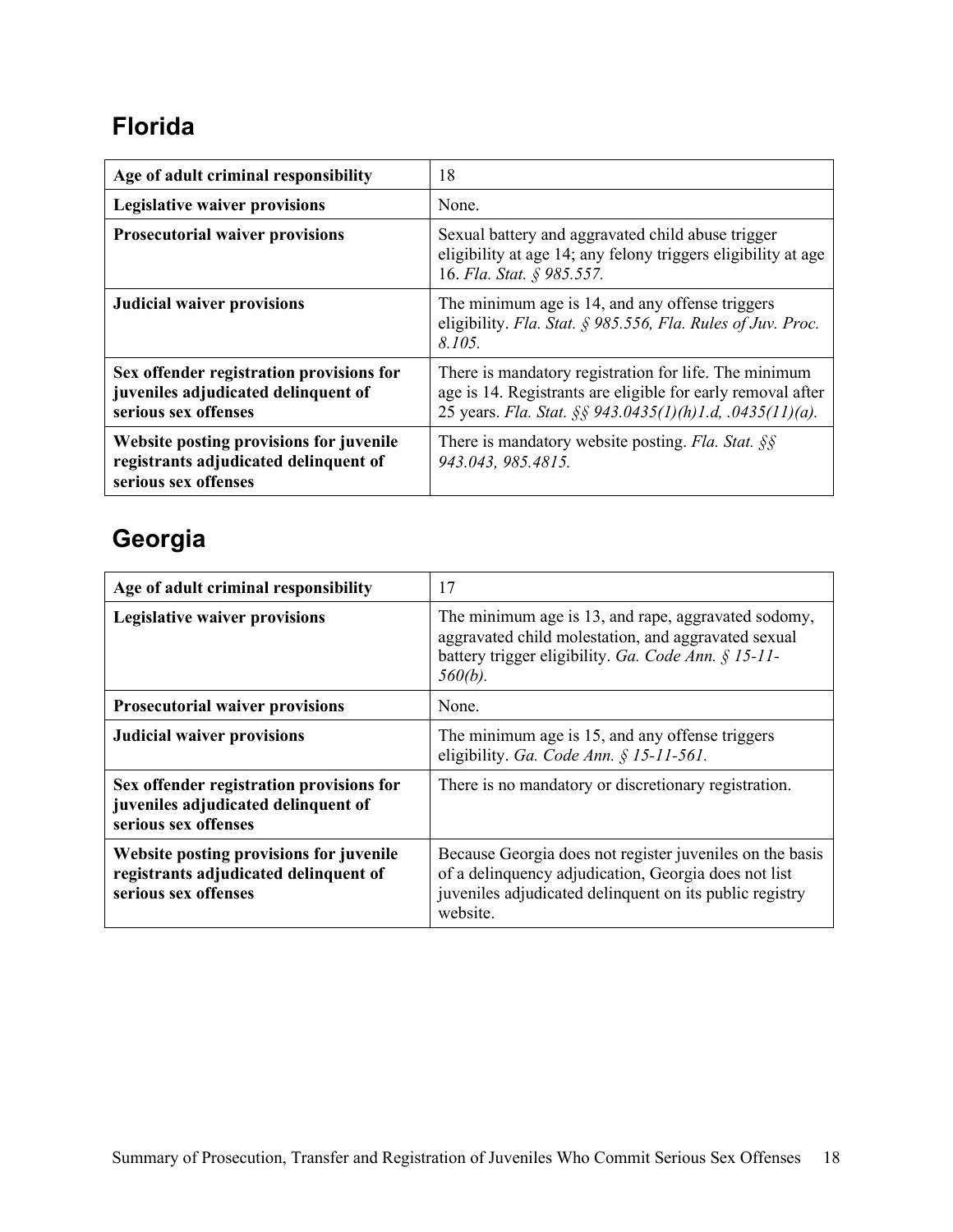## Florida

| | |
|---|---|
| **Age of adult criminal responsibility** | 18 |
| **Legislative waiver provisions** | None. |
| **Prosecutorial waiver provisions** | Sexual battery and aggravated child abuse trigger eligibility at age 14; any felony triggers eligibility at age 16. *Fla. Stat. § 985.557.* |
| **Judicial waiver provisions** | The minimum age is 14, and any offense triggers eligibility. *Fla. Stat. § 985.556, Fla. Rules of Juv. Proc. 8.105.* |
| **Sex offender registration provisions for juveniles adjudicated delinquent of serious sex offenses** | There is mandatory registration for life. The minimum age is 14. Registrants are eligible for early removal after 25 years. *Fla. Stat. §§ 943.0435(1)(h)1.d, .0435(11)(a).* |
| **Website posting provisions for juvenile registrants adjudicated delinquent of serious sex offenses** | There is mandatory website posting. *Fla. Stat. §§ 943.043, 985.4815.* |

## Georgia

| | |
|---|---|
| **Age of adult criminal responsibility** | 17 |
| **Legislative waiver provisions** | The minimum age is 13, and rape, aggravated sodomy, aggravated child molestation, and aggravated sexual battery trigger eligibility. *Ga. Code Ann. § 15-11-560(b).* |
| **Prosecutorial waiver provisions** | None. |
| **Judicial waiver provisions** | The minimum age is 15, and any offense triggers eligibility. *Ga. Code Ann. § 15-11-561.* |
| **Sex offender registration provisions for juveniles adjudicated delinquent of serious sex offenses** | There is no mandatory or discretionary registration. |
| **Website posting provisions for juvenile registrants adjudicated delinquent of serious sex offenses** | Because Georgia does not register juveniles on the basis of a delinquency adjudication, Georgia does not list juveniles adjudicated delinquent on its public registry website. |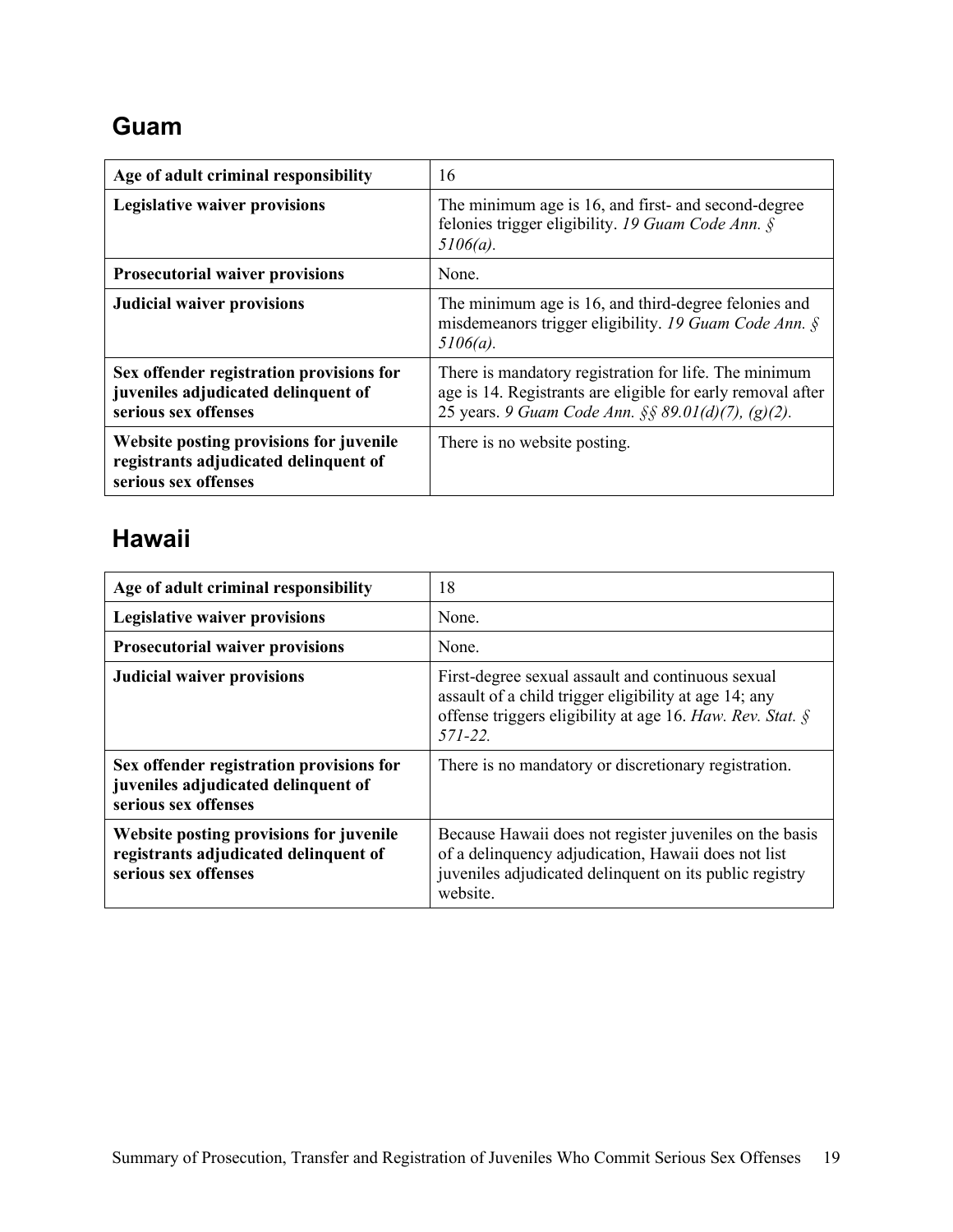## Guam

| Age of adult criminal responsibility | 16 |
|---|---|
| **Legislative waiver provisions** | The minimum age is 16, and first- and second-degree felonies trigger eligibility. *19 Guam Code Ann. § 5106(a).* |
| **Prosecutorial waiver provisions** | None. |
| **Judicial waiver provisions** | The minimum age is 16, and third-degree felonies and misdemeanors trigger eligibility. *19 Guam Code Ann. § 5106(a).* |
| **Sex offender registration provisions for juveniles adjudicated delinquent of serious sex offenses** | There is mandatory registration for life. The minimum age is 14. Registrants are eligible for early removal after 25 years. *9 Guam Code Ann. §§ 89.01(d)(7), (g)(2).* |
| **Website posting provisions for juvenile registrants adjudicated delinquent of serious sex offenses** | There is no website posting. |

## Hawaii

| Age of adult criminal responsibility | 18 |
|---|---|
| **Legislative waiver provisions** | None. |
| **Prosecutorial waiver provisions** | None. |
| **Judicial waiver provisions** | First-degree sexual assault and continuous sexual assault of a child trigger eligibility at age 14; any offense triggers eligibility at age 16. *Haw. Rev. Stat. § 571-22.* |
| **Sex offender registration provisions for juveniles adjudicated delinquent of serious sex offenses** | There is no mandatory or discretionary registration. |
| **Website posting provisions for juvenile registrants adjudicated delinquent of serious sex offenses** | Because Hawaii does not register juveniles on the basis of a delinquency adjudication, Hawaii does not list juveniles adjudicated delinquent on its public registry website. |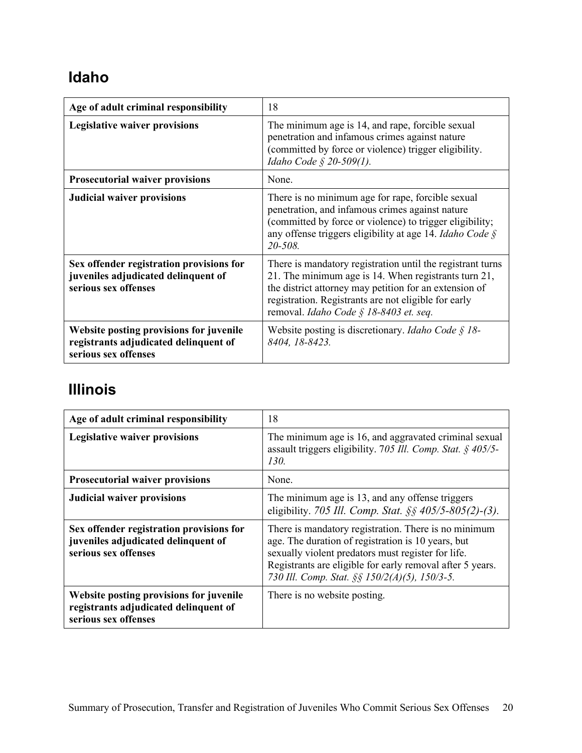## Idaho

| Age of adult criminal responsibility | 18 |
|---|---|
| **Legislative waiver provisions** | The minimum age is 14, and rape, forcible sexual penetration and infamous crimes against nature (committed by force or violence) trigger eligibility. *Idaho Code § 20-509(1).* |
| **Prosecutorial waiver provisions** | None. |
| **Judicial waiver provisions** | There is no minimum age for rape, forcible sexual penetration, and infamous crimes against nature (committed by force or violence) to trigger eligibility; any offense triggers eligibility at age 14. *Idaho Code § 20-508.* |
| **Sex offender registration provisions for juveniles adjudicated delinquent of serious sex offenses** | There is mandatory registration until the registrant turns 21. The minimum age is 14. When registrants turn 21, the district attorney may petition for an extension of registration. Registrants are not eligible for early removal. *Idaho Code § 18-8403 et. seq.* |
| **Website posting provisions for juvenile registrants adjudicated delinquent of serious sex offenses** | Website posting is discretionary. *Idaho Code § 18-8404, 18-8423.* |

## Illinois

| Age of adult criminal responsibility | 18 |
|---|---|
| **Legislative waiver provisions** | The minimum age is 16, and aggravated criminal sexual assault triggers eligibility. 7*05 Ill. Comp. Stat. § 405/5-130.* |
| **Prosecutorial waiver provisions** | None. |
| **Judicial waiver provisions** | The minimum age is 13, and any offense triggers eligibility. *705 Ill. Comp. Stat. §§ 405/5-805(2)-(3).* |
| **Sex offender registration provisions for juveniles adjudicated delinquent of serious sex offenses** | There is mandatory registration. There is no minimum age. The duration of registration is 10 years, but sexually violent predators must register for life. Registrants are eligible for early removal after 5 years. *730 Ill. Comp. Stat. §§ 150/2(A)(5), 150/3-5.* |
| **Website posting provisions for juvenile registrants adjudicated delinquent of serious sex offenses** | There is no website posting. |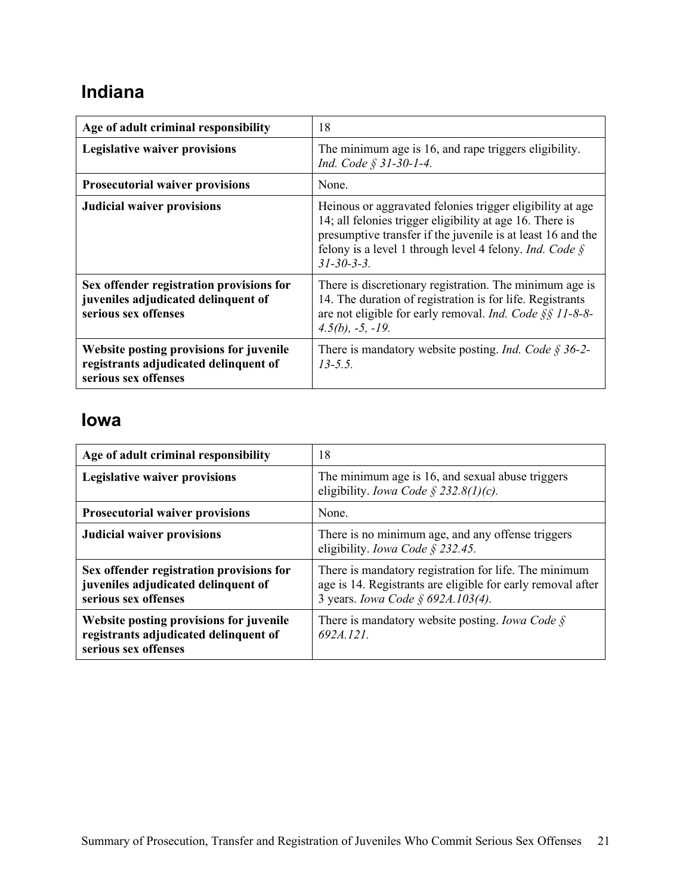## Indiana

| Age of adult criminal responsibility | 18 |
|---|---|
| **Legislative waiver provisions** | The minimum age is 16, and rape triggers eligibility. *Ind. Code § 31-30-1-4.* |
| **Prosecutorial waiver provisions** | None. |
| **Judicial waiver provisions** | Heinous or aggravated felonies trigger eligibility at age 14; all felonies trigger eligibility at age 16. There is presumptive transfer if the juvenile is at least 16 and the felony is a level 1 through level 4 felony. *Ind. Code § 31-30-3-3.* |
| **Sex offender registration provisions for juveniles adjudicated delinquent of serious sex offenses** | There is discretionary registration. The minimum age is 14. The duration of registration is for life. Registrants are not eligible for early removal. *Ind. Code §§ 11-8-8-4.5(b), -5, -19.* |
| **Website posting provisions for juvenile registrants adjudicated delinquent of serious sex offenses** | There is mandatory website posting. *Ind. Code § 36-2-13-5.5.* |

## Iowa

| Age of adult criminal responsibility | 18 |
|---|---|
| **Legislative waiver provisions** | The minimum age is 16, and sexual abuse triggers eligibility. *Iowa Code § 232.8(1)(c).* |
| **Prosecutorial waiver provisions** | None. |
| **Judicial waiver provisions** | There is no minimum age, and any offense triggers eligibility. *Iowa Code § 232.45.* |
| **Sex offender registration provisions for juveniles adjudicated delinquent of serious sex offenses** | There is mandatory registration for life. The minimum age is 14. Registrants are eligible for early removal after 3 years. *Iowa Code § 692A.103(4).* |
| **Website posting provisions for juvenile registrants adjudicated delinquent of serious sex offenses** | There is mandatory website posting. *Iowa Code § 692A.121.* |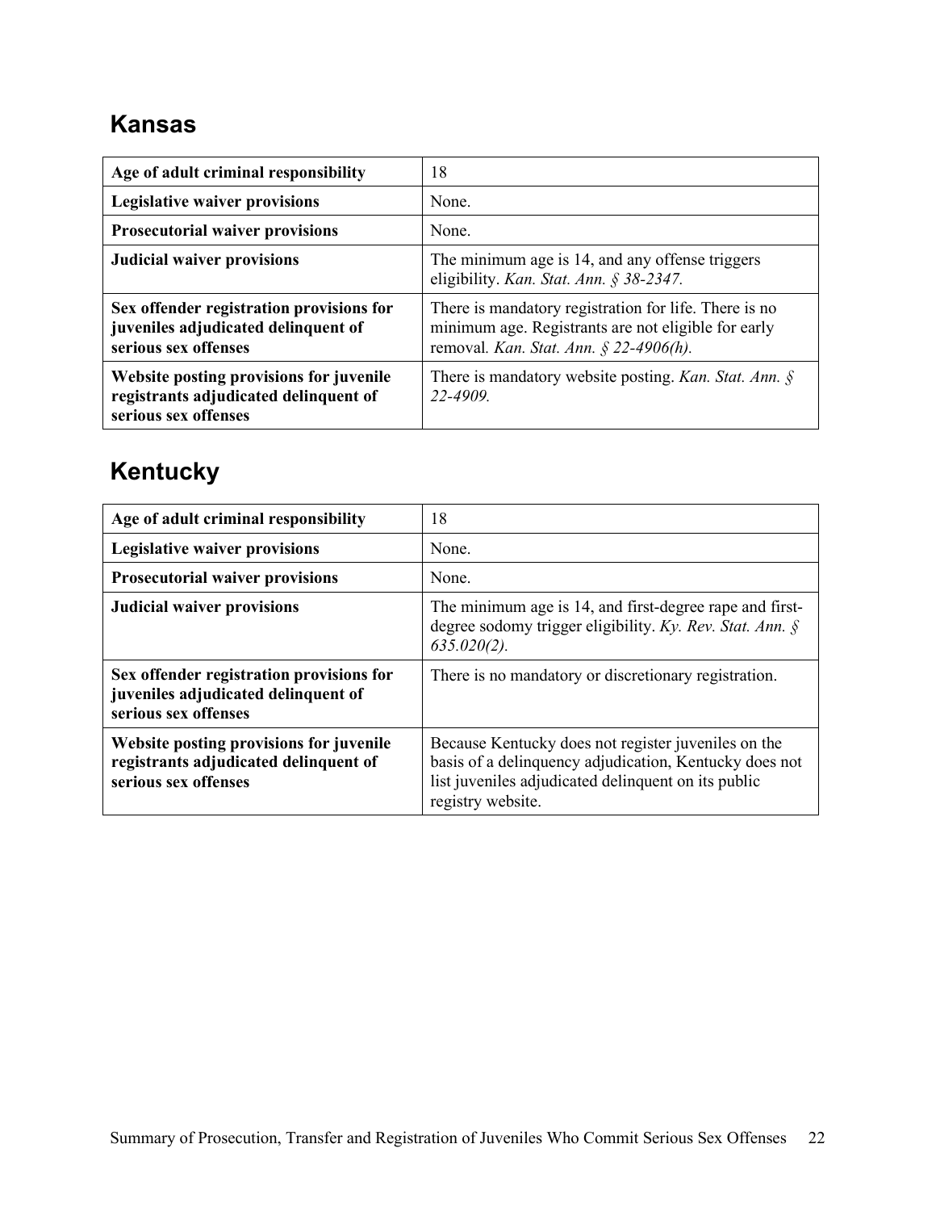## Kansas

| | |
|---|---|
| **Age of adult criminal responsibility** | 18 |
| **Legislative waiver provisions** | None. |
| **Prosecutorial waiver provisions** | None. |
| **Judicial waiver provisions** | The minimum age is 14, and any offense triggers eligibility. *Kan. Stat. Ann. § 38-2347.* |
| **Sex offender registration provisions for juveniles adjudicated delinquent of serious sex offenses** | There is mandatory registration for life. There is no minimum age. Registrants are not eligible for early removal. *Kan. Stat. Ann. § 22-4906(h).* |
| **Website posting provisions for juvenile registrants adjudicated delinquent of serious sex offenses** | There is mandatory website posting. *Kan. Stat. Ann. § 22-4909.* |

## Kentucky

| | |
|---|---|
| **Age of adult criminal responsibility** | 18 |
| **Legislative waiver provisions** | None. |
| **Prosecutorial waiver provisions** | None. |
| **Judicial waiver provisions** | The minimum age is 14, and first-degree rape and first-degree sodomy trigger eligibility. *Ky. Rev. Stat. Ann. § 635.020(2).* |
| **Sex offender registration provisions for juveniles adjudicated delinquent of serious sex offenses** | There is no mandatory or discretionary registration. |
| **Website posting provisions for juvenile registrants adjudicated delinquent of serious sex offenses** | Because Kentucky does not register juveniles on the basis of a delinquency adjudication, Kentucky does not list juveniles adjudicated delinquent on its public registry website. |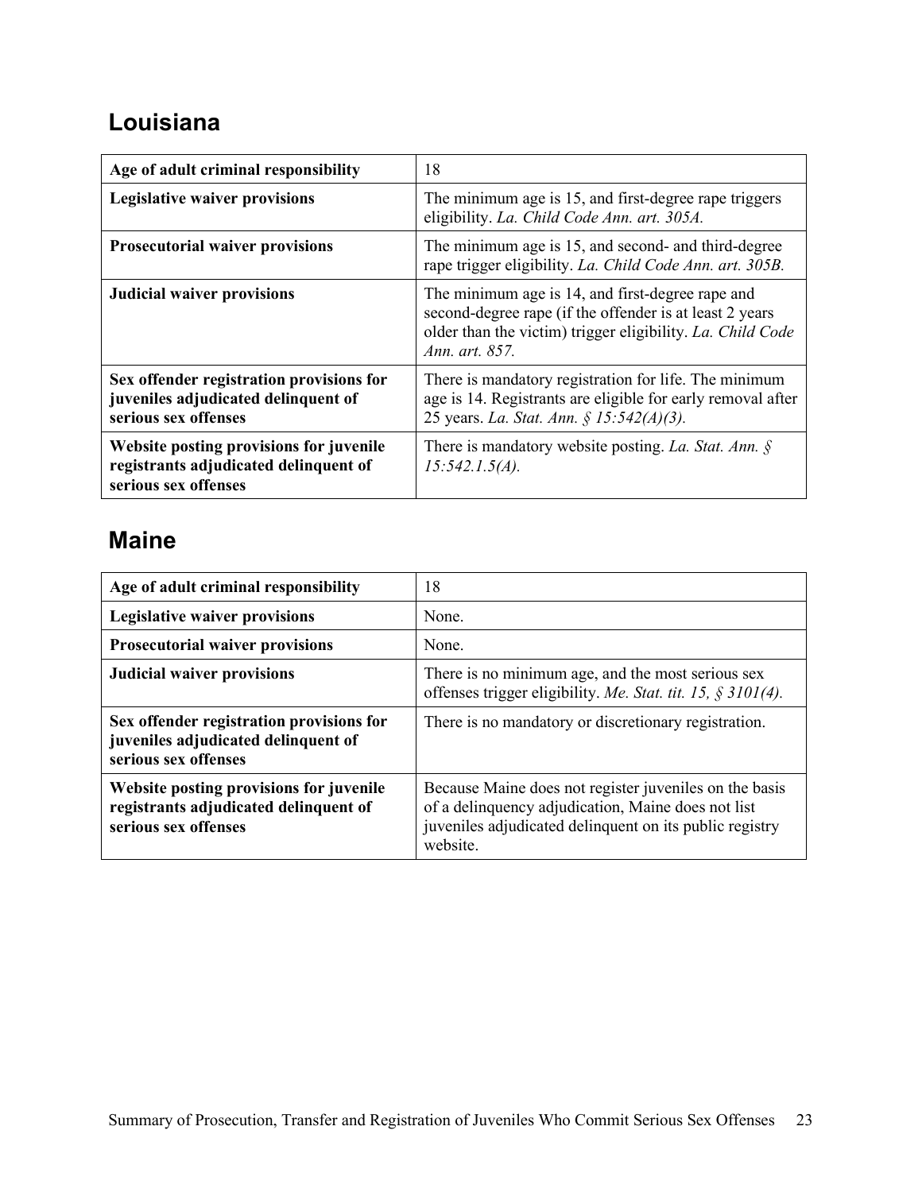## Louisiana

| Age of adult criminal responsibility | 18 |
|---|---|
| **Legislative waiver provisions** | The minimum age is 15, and first-degree rape triggers eligibility. *La. Child Code Ann. art. 305A.* |
| **Prosecutorial waiver provisions** | The minimum age is 15, and second- and third-degree rape trigger eligibility. *La. Child Code Ann. art. 305B.* |
| **Judicial waiver provisions** | The minimum age is 14, and first-degree rape and second-degree rape (if the offender is at least 2 years older than the victim) trigger eligibility. *La. Child Code Ann. art. 857.* |
| **Sex offender registration provisions for juveniles adjudicated delinquent of serious sex offenses** | There is mandatory registration for life. The minimum age is 14. Registrants are eligible for early removal after 25 years. *La. Stat. Ann. § 15:542(A)(3).* |
| **Website posting provisions for juvenile registrants adjudicated delinquent of serious sex offenses** | There is mandatory website posting. *La. Stat. Ann. § 15:542.1.5(A).* |

## Maine

| Age of adult criminal responsibility | 18 |
|---|---|
| **Legislative waiver provisions** | None. |
| **Prosecutorial waiver provisions** | None. |
| **Judicial waiver provisions** | There is no minimum age, and the most serious sex offenses trigger eligibility. *Me. Stat. tit. 15, § 3101(4).* |
| **Sex offender registration provisions for juveniles adjudicated delinquent of serious sex offenses** | There is no mandatory or discretionary registration. |
| **Website posting provisions for juvenile registrants adjudicated delinquent of serious sex offenses** | Because Maine does not register juveniles on the basis of a delinquency adjudication, Maine does not list juveniles adjudicated delinquent on its public registry website. |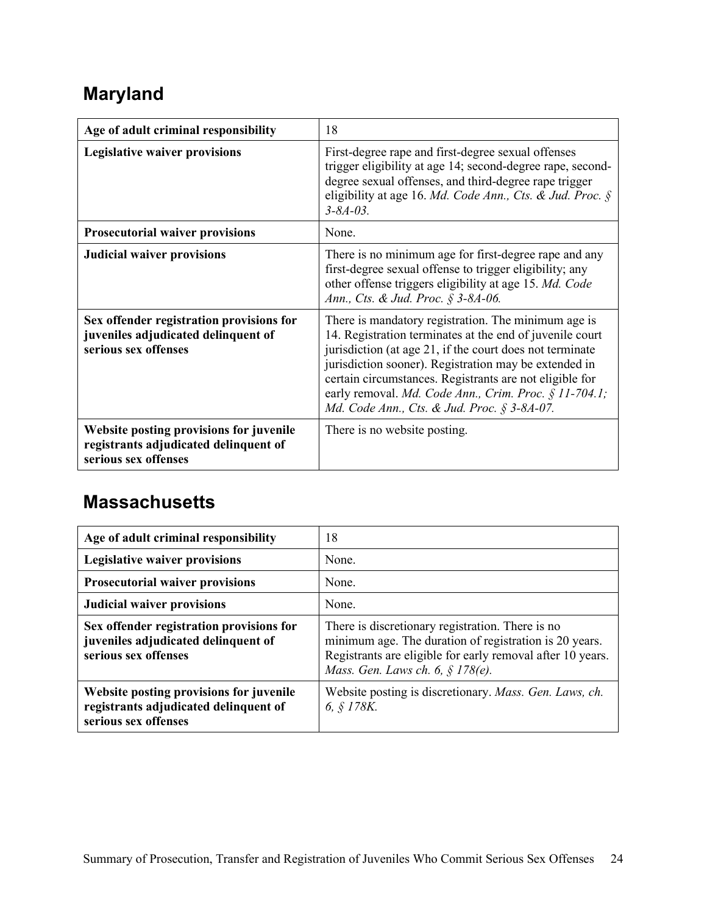## Maryland

| Age of adult criminal responsibility | 18 |
|---|---|
| **Legislative waiver provisions** | First-degree rape and first-degree sexual offenses trigger eligibility at age 14; second-degree rape, second-degree sexual offenses, and third-degree rape trigger eligibility at age 16. *Md. Code Ann., Cts. & Jud. Proc. § 3-8A-03.* |
| **Prosecutorial waiver provisions** | None. |
| **Judicial waiver provisions** | There is no minimum age for first-degree rape and any first-degree sexual offense to trigger eligibility; any other offense triggers eligibility at age 15. *Md. Code Ann., Cts. & Jud. Proc. § 3-8A-06.* |
| **Sex offender registration provisions for juveniles adjudicated delinquent of serious sex offenses** | There is mandatory registration. The minimum age is 14. Registration terminates at the end of juvenile court jurisdiction (at age 21, if the court does not terminate jurisdiction sooner). Registration may be extended in certain circumstances. Registrants are not eligible for early removal. *Md. Code Ann., Crim. Proc. § 11-704.1; Md. Code Ann., Cts. & Jud. Proc. § 3-8A-07.* |
| **Website posting provisions for juvenile registrants adjudicated delinquent of serious sex offenses** | There is no website posting. |

## Massachusetts

| Age of adult criminal responsibility | 18 |
|---|---|
| **Legislative waiver provisions** | None. |
| **Prosecutorial waiver provisions** | None. |
| **Judicial waiver provisions** | None. |
| **Sex offender registration provisions for juveniles adjudicated delinquent of serious sex offenses** | There is discretionary registration. There is no minimum age. The duration of registration is 20 years. Registrants are eligible for early removal after 10 years. *Mass. Gen. Laws ch. 6, § 178(e).* |
| **Website posting provisions for juvenile registrants adjudicated delinquent of serious sex offenses** | Website posting is discretionary. *Mass. Gen. Laws, ch. 6, § 178K.* |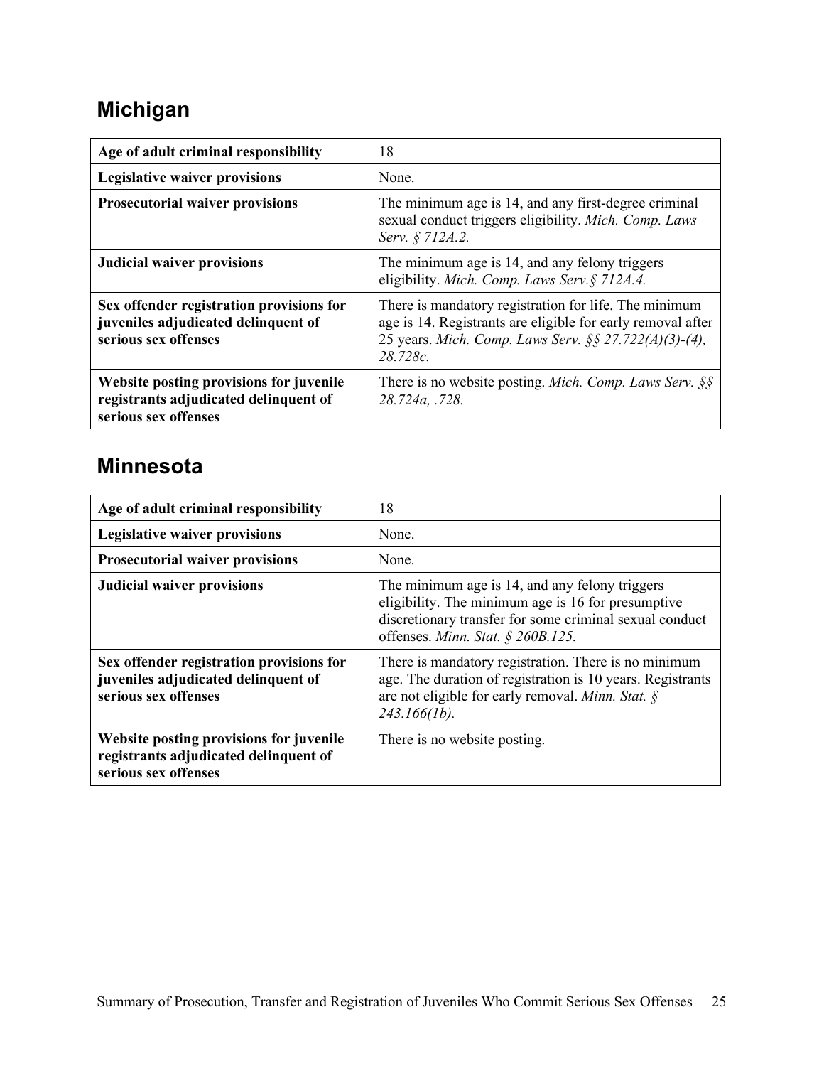## Michigan

| Age of adult criminal responsibility | 18 |
|---|---|
| **Legislative waiver provisions** | None. |
| **Prosecutorial waiver provisions** | The minimum age is 14, and any first-degree criminal sexual conduct triggers eligibility. *Mich. Comp. Laws Serv. § 712A.2.* |
| **Judicial waiver provisions** | The minimum age is 14, and any felony triggers eligibility. *Mich. Comp. Laws Serv.§ 712A.4.* |
| **Sex offender registration provisions for juveniles adjudicated delinquent of serious sex offenses** | There is mandatory registration for life. The minimum age is 14. Registrants are eligible for early removal after 25 years. *Mich. Comp. Laws Serv. §§ 27.722(A)(3)-(4), 28.728c.* |
| **Website posting provisions for juvenile registrants adjudicated delinquent of serious sex offenses** | There is no website posting. *Mich. Comp. Laws Serv. §§ 28.724a, .728.* |

## Minnesota

| Age of adult criminal responsibility | 18 |
|---|---|
| **Legislative waiver provisions** | None. |
| **Prosecutorial waiver provisions** | None. |
| **Judicial waiver provisions** | The minimum age is 14, and any felony triggers eligibility. The minimum age is 16 for presumptive discretionary transfer for some criminal sexual conduct offenses. *Minn. Stat. § 260B.125.* |
| **Sex offender registration provisions for juveniles adjudicated delinquent of serious sex offenses** | There is mandatory registration. There is no minimum age. The duration of registration is 10 years. Registrants are not eligible for early removal. *Minn. Stat. § 243.166(1b).* |
| **Website posting provisions for juvenile registrants adjudicated delinquent of serious sex offenses** | There is no website posting. |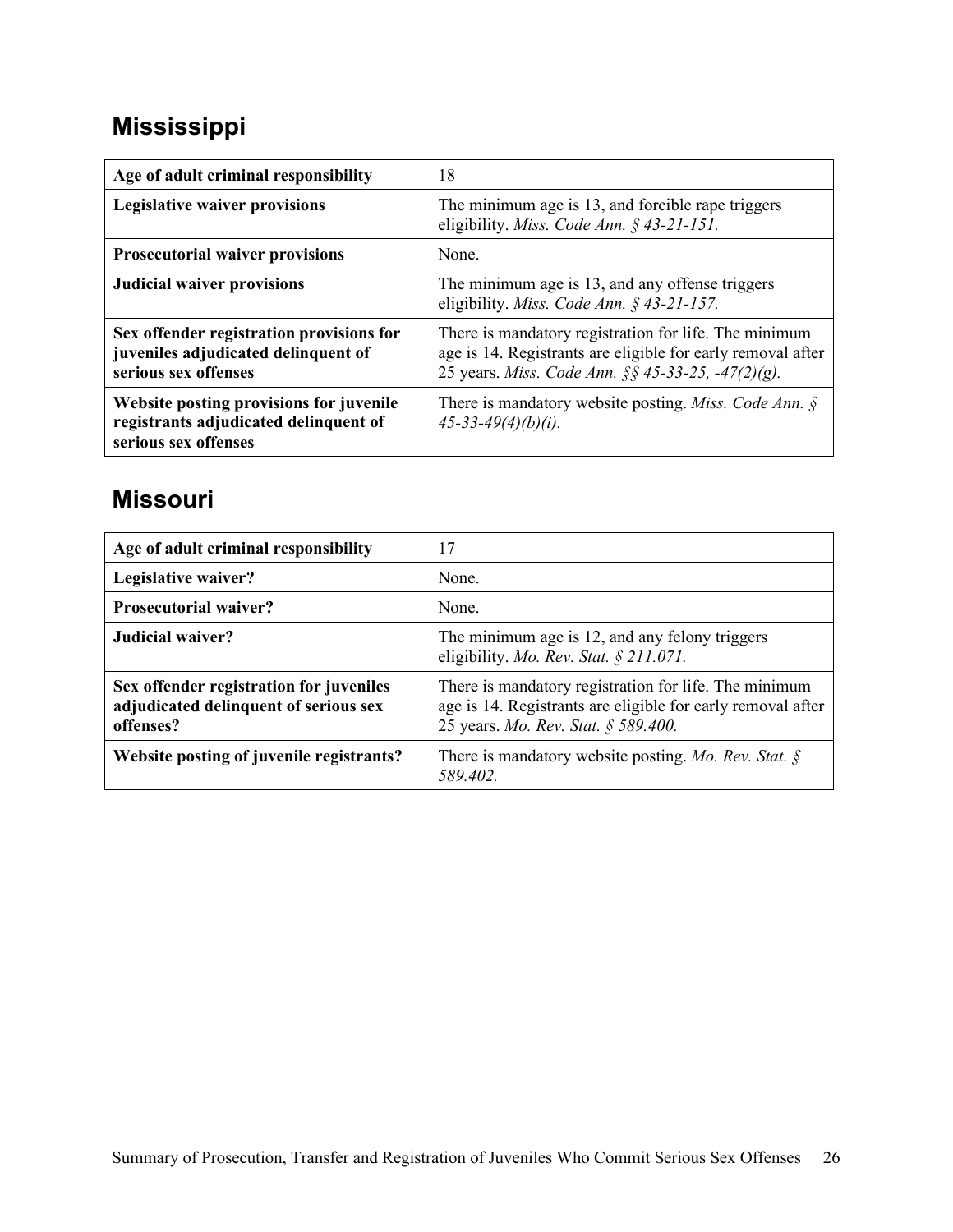## Mississippi

| Age of adult criminal responsibility | 18 |
|---|---|
| **Legislative waiver provisions** | The minimum age is 13, and forcible rape triggers eligibility. *Miss. Code Ann. § 43-21-151.* |
| **Prosecutorial waiver provisions** | None. |
| **Judicial waiver provisions** | The minimum age is 13, and any offense triggers eligibility. *Miss. Code Ann. § 43-21-157.* |
| **Sex offender registration provisions for juveniles adjudicated delinquent of serious sex offenses** | There is mandatory registration for life. The minimum age is 14. Registrants are eligible for early removal after 25 years. *Miss. Code Ann. §§ 45-33-25, -47(2)(g).* |
| **Website posting provisions for juvenile registrants adjudicated delinquent of serious sex offenses** | There is mandatory website posting. *Miss. Code Ann. § 45-33-49(4)(b)(i).* |

## Missouri

| Age of adult criminal responsibility | 17 |
|---|---|
| **Legislative waiver?** | None. |
| **Prosecutorial waiver?** | None. |
| **Judicial waiver?** | The minimum age is 12, and any felony triggers eligibility. *Mo. Rev. Stat. § 211.071.* |
| **Sex offender registration for juveniles adjudicated delinquent of serious sex offenses?** | There is mandatory registration for life. The minimum age is 14. Registrants are eligible for early removal after 25 years. *Mo. Rev. Stat. § 589.400.* |
| **Website posting of juvenile registrants?** | There is mandatory website posting. *Mo. Rev. Stat. § 589.402.* |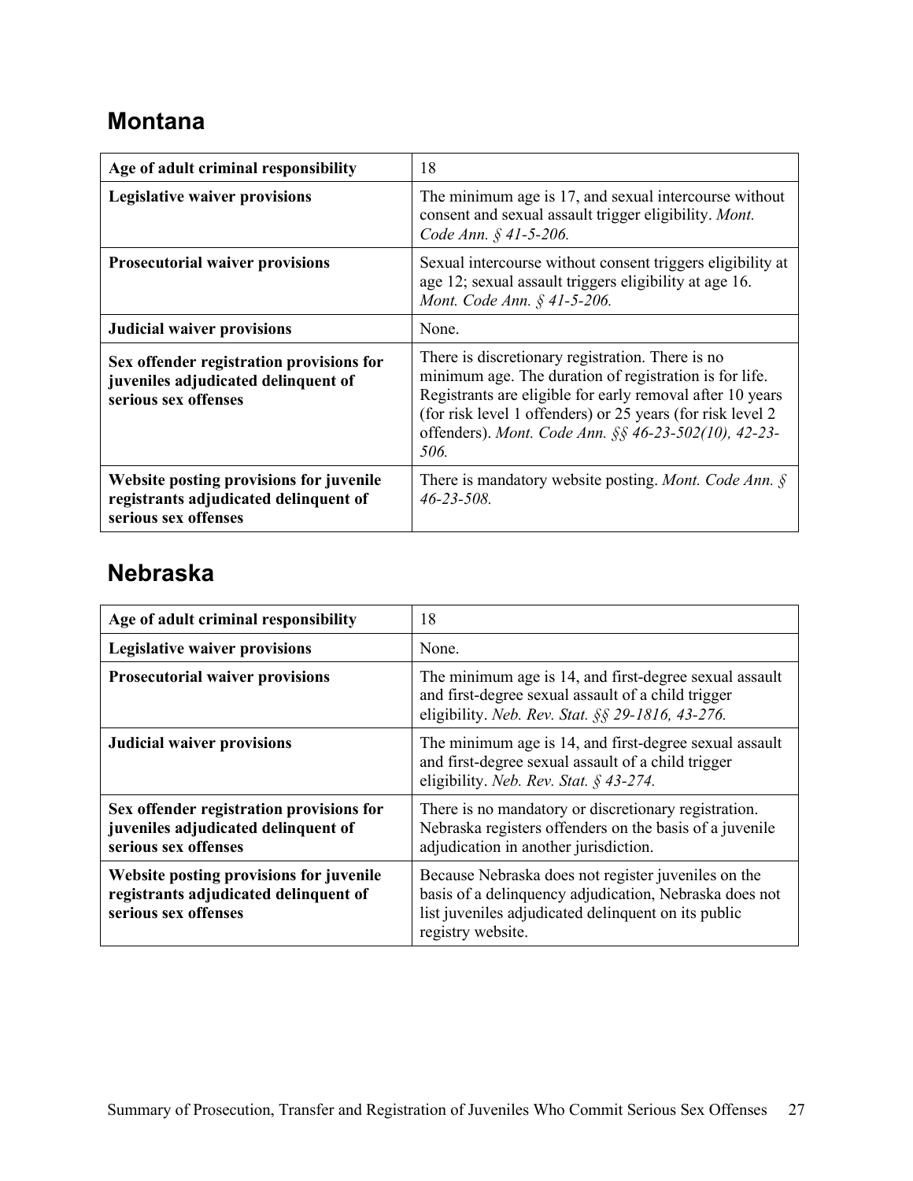## Montana

| Age of adult criminal responsibility | 18 |
|---|---|
| **Legislative waiver provisions** | The minimum age is 17, and sexual intercourse without consent and sexual assault trigger eligibility. *Mont. Code Ann. § 41-5-206.* |
| **Prosecutorial waiver provisions** | Sexual intercourse without consent triggers eligibility at age 12; sexual assault triggers eligibility at age 16. *Mont. Code Ann. § 41-5-206.* |
| **Judicial waiver provisions** | None. |
| **Sex offender registration provisions for juveniles adjudicated delinquent of serious sex offenses** | There is discretionary registration. There is no minimum age. The duration of registration is for life. Registrants are eligible for early removal after 10 years (for risk level 1 offenders) or 25 years (for risk level 2 offenders). *Mont. Code Ann. §§ 46-23-502(10), 42-23-506.* |
| **Website posting provisions for juvenile registrants adjudicated delinquent of serious sex offenses** | There is mandatory website posting. *Mont. Code Ann. § 46-23-508.* |

## Nebraska

| Age of adult criminal responsibility | 18 |
|---|---|
| **Legislative waiver provisions** | None. |
| **Prosecutorial waiver provisions** | The minimum age is 14, and first-degree sexual assault and first-degree sexual assault of a child trigger eligibility. *Neb. Rev. Stat. §§ 29-1816, 43-276.* |
| **Judicial waiver provisions** | The minimum age is 14, and first-degree sexual assault and first-degree sexual assault of a child trigger eligibility. *Neb. Rev. Stat. § 43-274.* |
| **Sex offender registration provisions for juveniles adjudicated delinquent of serious sex offenses** | There is no mandatory or discretionary registration. Nebraska registers offenders on the basis of a juvenile adjudication in another jurisdiction. |
| **Website posting provisions for juvenile registrants adjudicated delinquent of serious sex offenses** | Because Nebraska does not register juveniles on the basis of a delinquency adjudication, Nebraska does not list juveniles adjudicated delinquent on its public registry website. |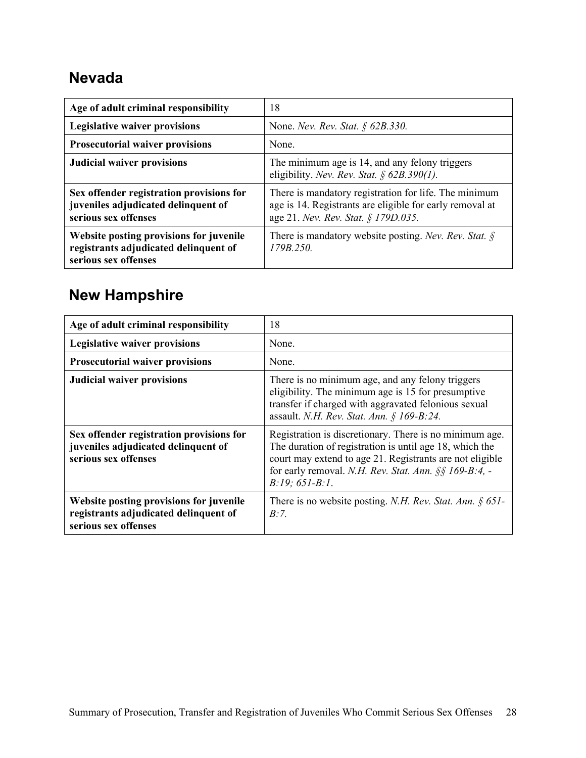## Nevada

| Age of adult criminal responsibility | 18 |
|---|---|
| **Legislative waiver provisions** | None. *Nev. Rev. Stat. § 62B.330.* |
| **Prosecutorial waiver provisions** | None. |
| **Judicial waiver provisions** | The minimum age is 14, and any felony triggers eligibility. *Nev. Rev. Stat. § 62B.390(1).* |
| **Sex offender registration provisions for juveniles adjudicated delinquent of serious sex offenses** | There is mandatory registration for life. The minimum age is 14. Registrants are eligible for early removal at age 21. *Nev. Rev. Stat. § 179D.035.* |
| **Website posting provisions for juvenile registrants adjudicated delinquent of serious sex offenses** | There is mandatory website posting. *Nev. Rev. Stat. § 179B.250.* |

## New Hampshire

| Age of adult criminal responsibility | 18 |
|---|---|
| **Legislative waiver provisions** | None. |
| **Prosecutorial waiver provisions** | None. |
| **Judicial waiver provisions** | There is no minimum age, and any felony triggers eligibility. The minimum age is 15 for presumptive transfer if charged with aggravated felonious sexual assault. *N.H. Rev. Stat. Ann. § 169-B:24.* |
| **Sex offender registration provisions for juveniles adjudicated delinquent of serious sex offenses** | Registration is discretionary. There is no minimum age. The duration of registration is until age 18, which the court may extend to age 21. Registrants are not eligible for early removal. *N.H. Rev. Stat. Ann. §§ 169-B:4, -B:19; 651-B:1.* |
| **Website posting provisions for juvenile registrants adjudicated delinquent of serious sex offenses** | There is no website posting. *N.H. Rev. Stat. Ann. § 651-B:7.* |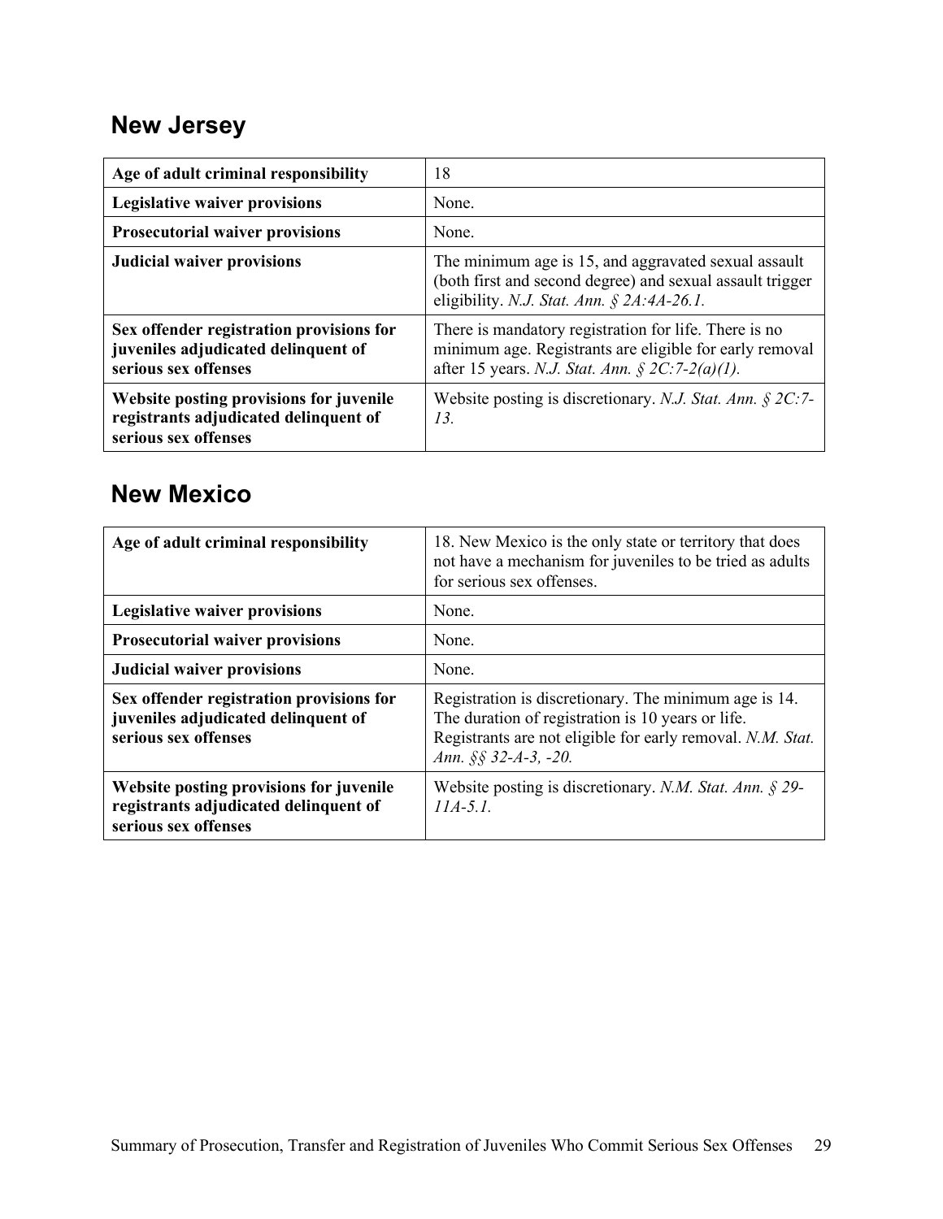## New Jersey

| Age of adult criminal responsibility | 18 |
|---|---|
| **Legislative waiver provisions** | None. |
| **Prosecutorial waiver provisions** | None. |
| **Judicial waiver provisions** | The minimum age is 15, and aggravated sexual assault (both first and second degree) and sexual assault trigger eligibility. *N.J. Stat. Ann. § 2A:4A-26.1.* |
| **Sex offender registration provisions for juveniles adjudicated delinquent of serious sex offenses** | There is mandatory registration for life. There is no minimum age. Registrants are eligible for early removal after 15 years. *N.J. Stat. Ann. § 2C:7-2(a)(1).* |
| **Website posting provisions for juvenile registrants adjudicated delinquent of serious sex offenses** | Website posting is discretionary. *N.J. Stat. Ann. § 2C:7-13.* |

## New Mexico

| Age of adult criminal responsibility | 18. New Mexico is the only state or territory that does not have a mechanism for juveniles to be tried as adults for serious sex offenses. |
|---|---|
| **Legislative waiver provisions** | None. |
| **Prosecutorial waiver provisions** | None. |
| **Judicial waiver provisions** | None. |
| **Sex offender registration provisions for juveniles adjudicated delinquent of serious sex offenses** | Registration is discretionary. The minimum age is 14. The duration of registration is 10 years or life. Registrants are not eligible for early removal. *N.M. Stat. Ann. §§ 32-A-3, -20.* |
| **Website posting provisions for juvenile registrants adjudicated delinquent of serious sex offenses** | Website posting is discretionary. *N.M. Stat. Ann. § 29-11A-5.1.* |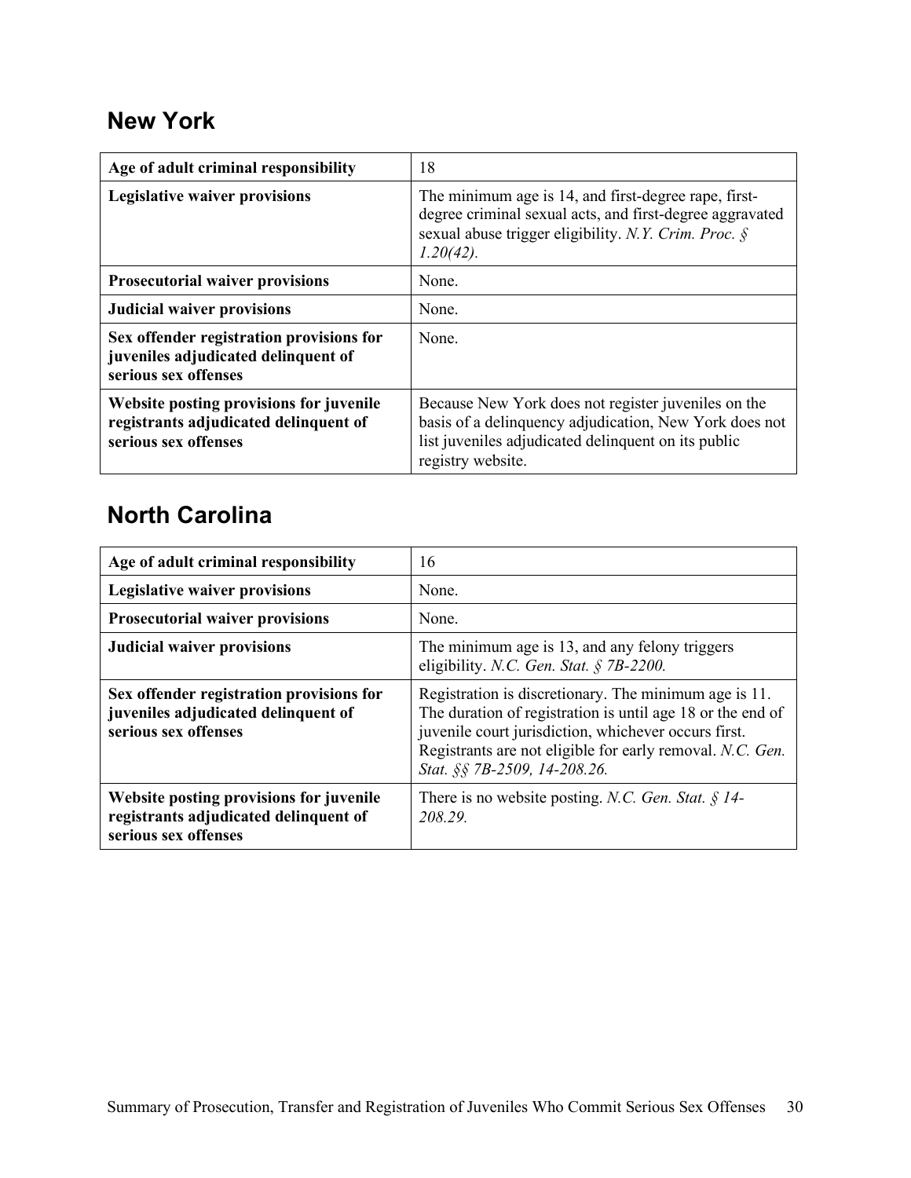## New York

| Age of adult criminal responsibility | 18 |
|---|---|
| **Legislative waiver provisions** | The minimum age is 14, and first-degree rape, first-degree criminal sexual acts, and first-degree aggravated sexual abuse trigger eligibility. *N.Y. Crim. Proc. § 1.20(42).* |
| **Prosecutorial waiver provisions** | None. |
| **Judicial waiver provisions** | None. |
| **Sex offender registration provisions for juveniles adjudicated delinquent of serious sex offenses** | None. |
| **Website posting provisions for juvenile registrants adjudicated delinquent of serious sex offenses** | Because New York does not register juveniles on the basis of a delinquency adjudication, New York does not list juveniles adjudicated delinquent on its public registry website. |

## North Carolina

| Age of adult criminal responsibility | 16 |
|---|---|
| **Legislative waiver provisions** | None. |
| **Prosecutorial waiver provisions** | None. |
| **Judicial waiver provisions** | The minimum age is 13, and any felony triggers eligibility. *N.C. Gen. Stat. § 7B-2200.* |
| **Sex offender registration provisions for juveniles adjudicated delinquent of serious sex offenses** | Registration is discretionary. The minimum age is 11. The duration of registration is until age 18 or the end of juvenile court jurisdiction, whichever occurs first. Registrants are not eligible for early removal. *N.C. Gen. Stat. §§ 7B-2509, 14-208.26.* |
| **Website posting provisions for juvenile registrants adjudicated delinquent of serious sex offenses** | There is no website posting. *N.C. Gen. Stat. § 14-208.29.* |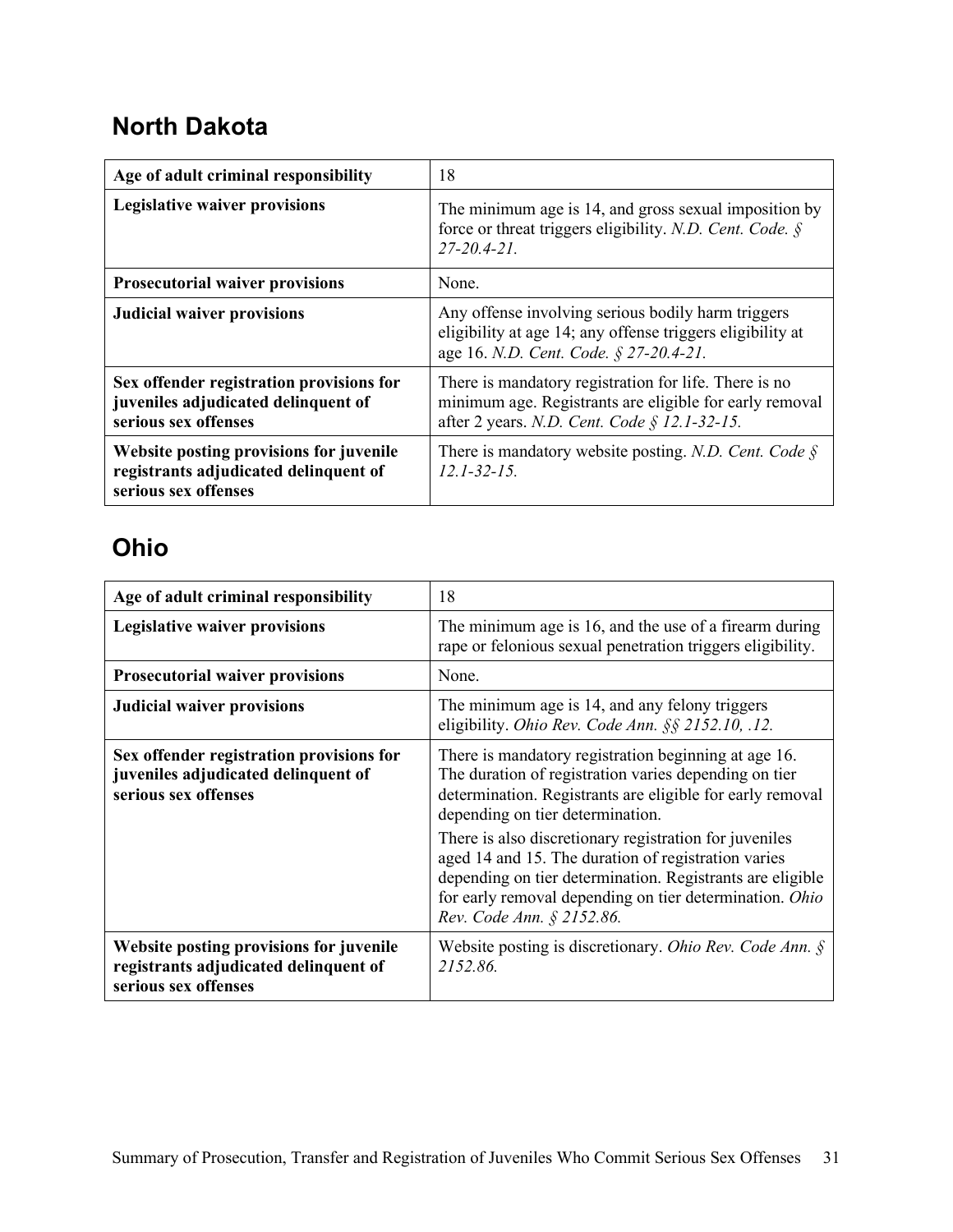## North Dakota

| | |
|---|---|
| **Age of adult criminal responsibility** | 18 |
| **Legislative waiver provisions** | The minimum age is 14, and gross sexual imposition by force or threat triggers eligibility. *N.D. Cent. Code. § 27-20.4-21.* |
| **Prosecutorial waiver provisions** | None. |
| **Judicial waiver provisions** | Any offense involving serious bodily harm triggers eligibility at age 14; any offense triggers eligibility at age 16. *N.D. Cent. Code. § 27-20.4-21.* |
| **Sex offender registration provisions for juveniles adjudicated delinquent of serious sex offenses** | There is mandatory registration for life. There is no minimum age. Registrants are eligible for early removal after 2 years. *N.D. Cent. Code § 12.1-32-15.* |
| **Website posting provisions for juvenile registrants adjudicated delinquent of serious sex offenses** | There is mandatory website posting. *N.D. Cent. Code § 12.1-32-15.* |

## Ohio

| | |
|---|---|
| **Age of adult criminal responsibility** | 18 |
| **Legislative waiver provisions** | The minimum age is 16, and the use of a firearm during rape or felonious sexual penetration triggers eligibility. |
| **Prosecutorial waiver provisions** | None. |
| **Judicial waiver provisions** | The minimum age is 14, and any felony triggers eligibility. *Ohio Rev. Code Ann. §§ 2152.10, .12.* |
| **Sex offender registration provisions for juveniles adjudicated delinquent of serious sex offenses** | There is mandatory registration beginning at age 16. The duration of registration varies depending on tier determination. Registrants are eligible for early removal depending on tier determination.<br><br>There is also discretionary registration for juveniles aged 14 and 15. The duration of registration varies depending on tier determination. Registrants are eligible for early removal depending on tier determination. *Ohio Rev. Code Ann. § 2152.86.* |
| **Website posting provisions for juvenile registrants adjudicated delinquent of serious sex offenses** | Website posting is discretionary. *Ohio Rev. Code Ann. § 2152.86.* |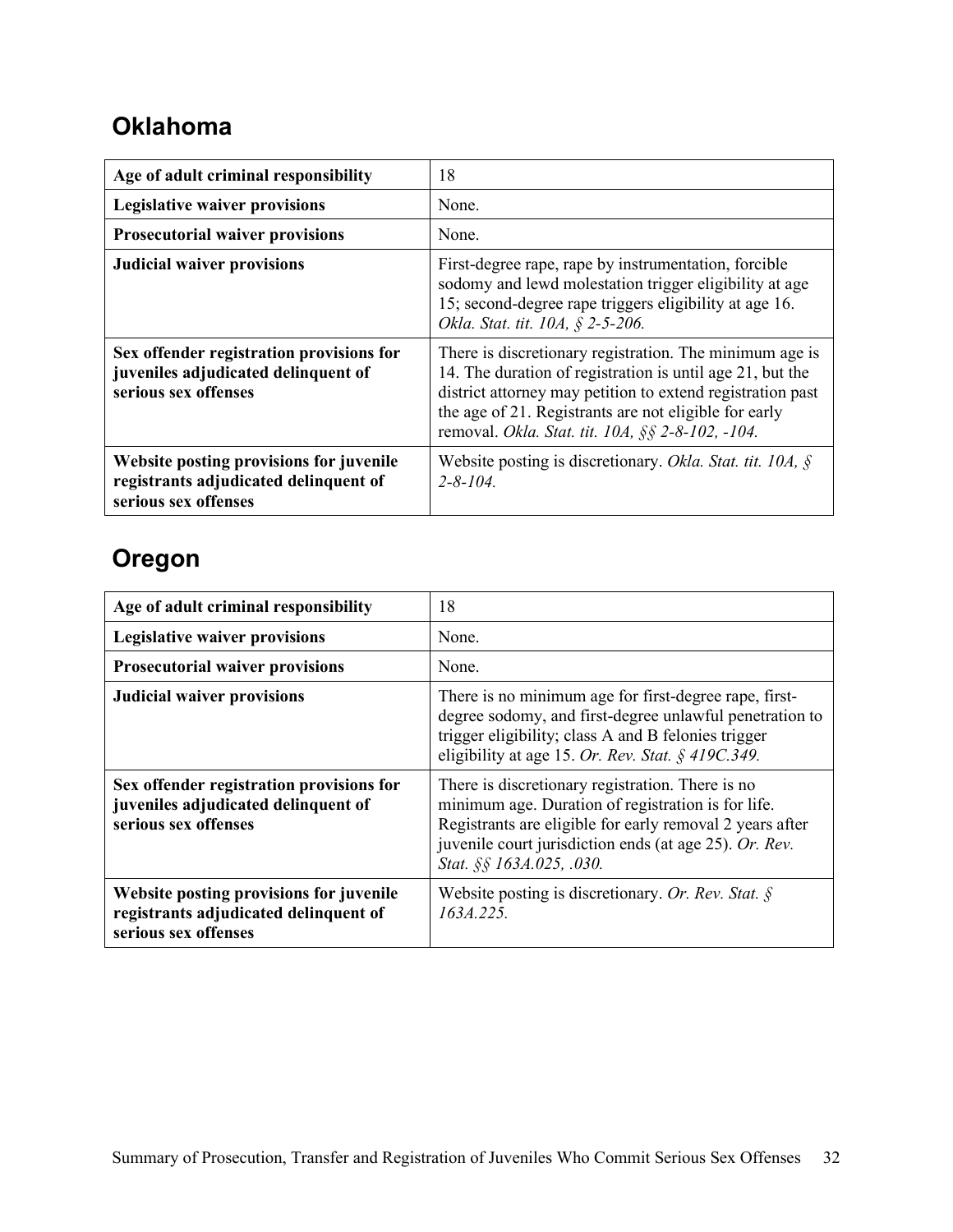## Oklahoma

| Age of adult criminal responsibility | 18 |
|---|---|
| **Legislative waiver provisions** | None. |
| **Prosecutorial waiver provisions** | None. |
| **Judicial waiver provisions** | First-degree rape, rape by instrumentation, forcible sodomy and lewd molestation trigger eligibility at age 15; second-degree rape triggers eligibility at age 16. *Okla. Stat. tit. 10A, § 2-5-206.* |
| **Sex offender registration provisions for juveniles adjudicated delinquent of serious sex offenses** | There is discretionary registration. The minimum age is 14. The duration of registration is until age 21, but the district attorney may petition to extend registration past the age of 21. Registrants are not eligible for early removal. *Okla. Stat. tit. 10A, §§ 2-8-102, -104.* |
| **Website posting provisions for juvenile registrants adjudicated delinquent of serious sex offenses** | Website posting is discretionary. *Okla. Stat. tit. 10A, § 2-8-104.* |

## Oregon

| Age of adult criminal responsibility | 18 |
|---|---|
| **Legislative waiver provisions** | None. |
| **Prosecutorial waiver provisions** | None. |
| **Judicial waiver provisions** | There is no minimum age for first-degree rape, first-degree sodomy, and first-degree unlawful penetration to trigger eligibility; class A and B felonies trigger eligibility at age 15. *Or. Rev. Stat. § 419C.349.* |
| **Sex offender registration provisions for juveniles adjudicated delinquent of serious sex offenses** | There is discretionary registration. There is no minimum age. Duration of registration is for life. Registrants are eligible for early removal 2 years after juvenile court jurisdiction ends (at age 25). *Or. Rev. Stat. §§ 163A.025, .030.* |
| **Website posting provisions for juvenile registrants adjudicated delinquent of serious sex offenses** | Website posting is discretionary. *Or. Rev. Stat. § 163A.225.* |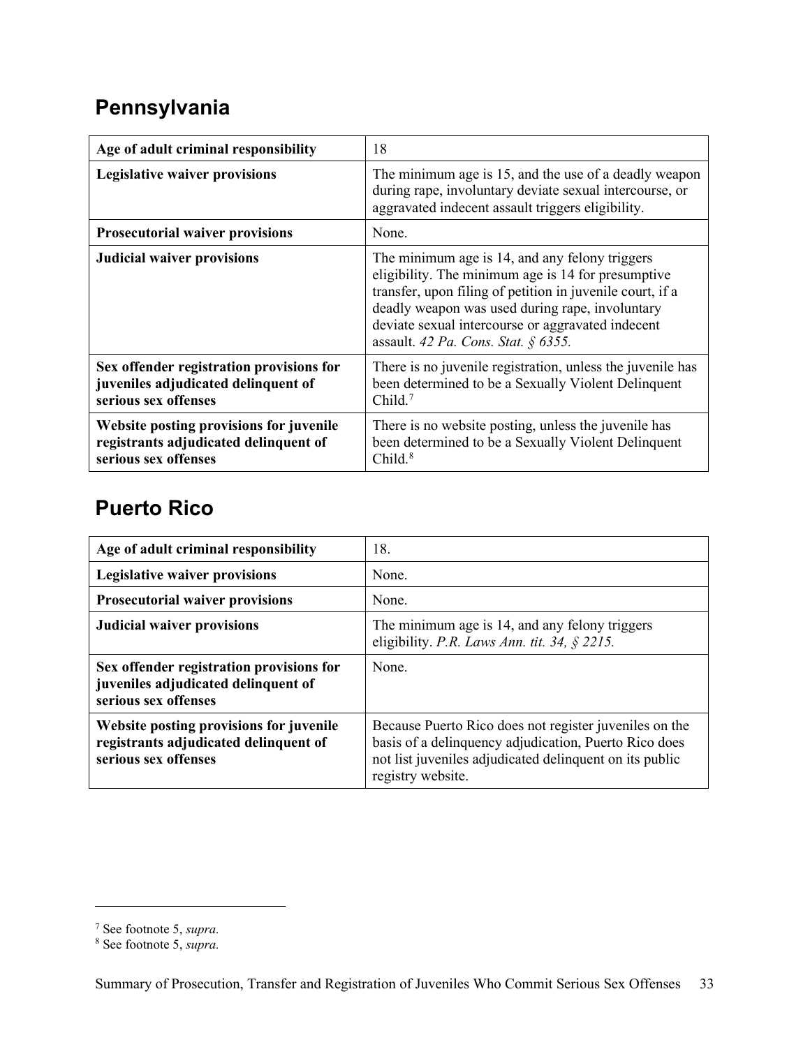## Pennsylvania

| Age of adult criminal responsibility | 18 |
|---|---|
| **Legislative waiver provisions** | The minimum age is 15, and the use of a deadly weapon during rape, involuntary deviate sexual intercourse, or aggravated indecent assault triggers eligibility. |
| **Prosecutorial waiver provisions** | None. |
| **Judicial waiver provisions** | The minimum age is 14, and any felony triggers eligibility. The minimum age is 14 for presumptive transfer, upon filing of petition in juvenile court, if a deadly weapon was used during rape, involuntary deviate sexual intercourse or aggravated indecent assault. *42 Pa. Cons. Stat. § 6355.* |
| **Sex offender registration provisions for juveniles adjudicated delinquent of serious sex offenses** | There is no juvenile registration, unless the juvenile has been determined to be a Sexually Violent Delinquent Child.[7] |
| **Website posting provisions for juvenile registrants adjudicated delinquent of serious sex offenses** | There is no website posting, unless the juvenile has been determined to be a Sexually Violent Delinquent Child.[8] |

## Puerto Rico

| Age of adult criminal responsibility | 18. |
|---|---|
| **Legislative waiver provisions** | None. |
| **Prosecutorial waiver provisions** | None. |
| **Judicial waiver provisions** | The minimum age is 14, and any felony triggers eligibility. *P.R. Laws Ann. tit. 34, § 2215.* |
| **Sex offender registration provisions for juveniles adjudicated delinquent of serious sex offenses** | None. |
| **Website posting provisions for juvenile registrants adjudicated delinquent of serious sex offenses** | Because Puerto Rico does not register juveniles on the basis of a delinquency adjudication, Puerto Rico does not list juveniles adjudicated delinquent on its public registry website. |

[7] See footnote 5, *supra.*

[8] See footnote 5, *supra.*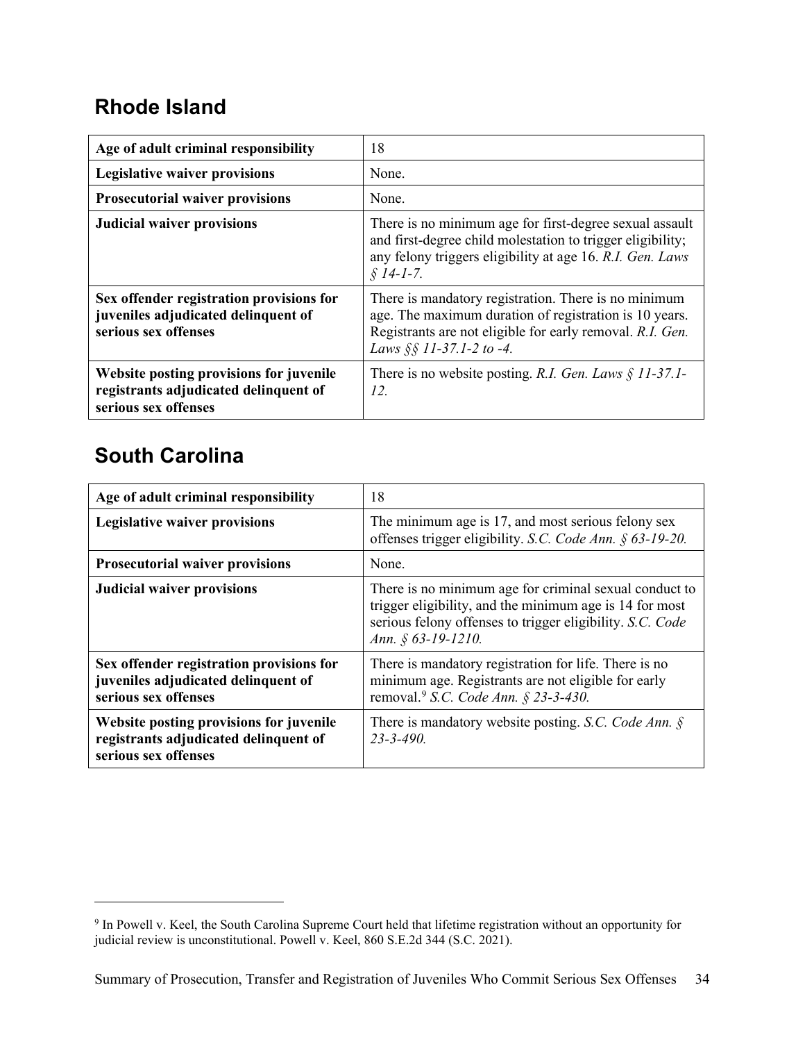## Rhode Island

| Age of adult criminal responsibility | 18 |
|---|---|
| **Legislative waiver provisions** | None. |
| **Prosecutorial waiver provisions** | None. |
| **Judicial waiver provisions** | There is no minimum age for first-degree sexual assault and first-degree child molestation to trigger eligibility; any felony triggers eligibility at age 16. *R.I. Gen. Laws § 14-1-7.* |
| **Sex offender registration provisions for juveniles adjudicated delinquent of serious sex offenses** | There is mandatory registration. There is no minimum age. The maximum duration of registration is 10 years. Registrants are not eligible for early removal. *R.I. Gen. Laws §§ 11-37.1-2 to -4.* |
| **Website posting provisions for juvenile registrants adjudicated delinquent of serious sex offenses** | There is no website posting. *R.I. Gen. Laws § 11-37.1-12.* |

## South Carolina

| Age of adult criminal responsibility | 18 |
|---|---|
| **Legislative waiver provisions** | The minimum age is 17, and most serious felony sex offenses trigger eligibility. *S.C. Code Ann. § 63-19-20.* |
| **Prosecutorial waiver provisions** | None. |
| **Judicial waiver provisions** | There is no minimum age for criminal sexual conduct to trigger eligibility, and the minimum age is 14 for most serious felony offenses to trigger eligibility. *S.C. Code Ann. § 63-19-1210.* |
| **Sex offender registration provisions for juveniles adjudicated delinquent of serious sex offenses** | There is mandatory registration for life. There is no minimum age. Registrants are not eligible for early removal.[9] *S.C. Code Ann. § 23-3-430.* |
| **Website posting provisions for juvenile registrants adjudicated delinquent of serious sex offenses** | There is mandatory website posting. *S.C. Code Ann. § 23-3-490.* |

[9] In Powell v. Keel, the South Carolina Supreme Court held that lifetime registration without an opportunity for judicial review is unconstitutional. Powell v. Keel, 860 S.E.2d 344 (S.C. 2021).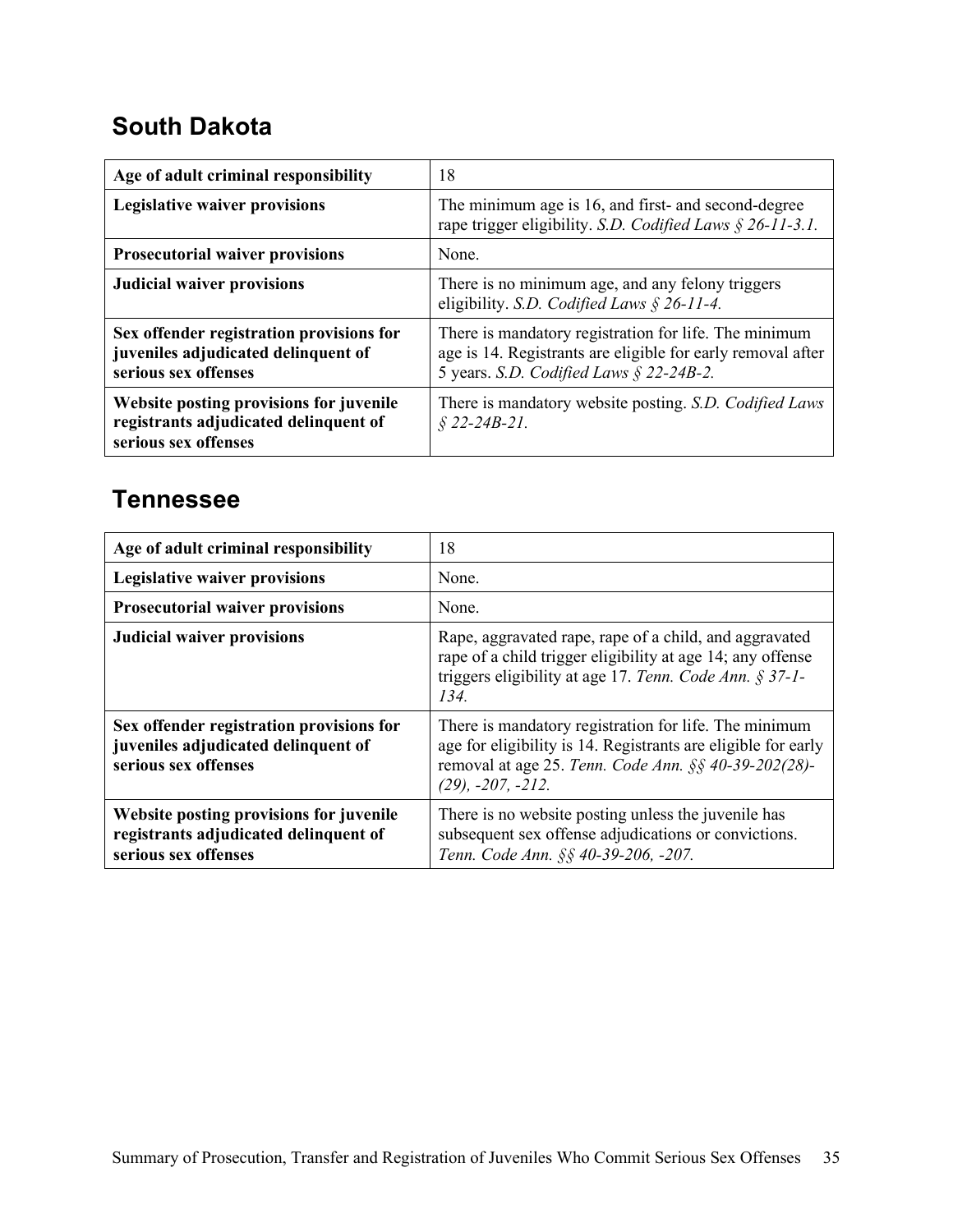## South Dakota

| | |
|---|---|
| **Age of adult criminal responsibility** | 18 |
| **Legislative waiver provisions** | The minimum age is 16, and first- and second-degree rape trigger eligibility. *S.D. Codified Laws § 26-11-3.1.* |
| **Prosecutorial waiver provisions** | None. |
| **Judicial waiver provisions** | There is no minimum age, and any felony triggers eligibility. *S.D. Codified Laws § 26-11-4.* |
| **Sex offender registration provisions for juveniles adjudicated delinquent of serious sex offenses** | There is mandatory registration for life. The minimum age is 14. Registrants are eligible for early removal after 5 years. *S.D. Codified Laws § 22-24B-2.* |
| **Website posting provisions for juvenile registrants adjudicated delinquent of serious sex offenses** | There is mandatory website posting. *S.D. Codified Laws § 22-24B-21.* |

## Tennessee

| | |
|---|---|
| **Age of adult criminal responsibility** | 18 |
| **Legislative waiver provisions** | None. |
| **Prosecutorial waiver provisions** | None. |
| **Judicial waiver provisions** | Rape, aggravated rape, rape of a child, and aggravated rape of a child trigger eligibility at age 14; any offense triggers eligibility at age 17. *Tenn. Code Ann. § 37-1-134.* |
| **Sex offender registration provisions for juveniles adjudicated delinquent of serious sex offenses** | There is mandatory registration for life. The minimum age for eligibility is 14. Registrants are eligible for early removal at age 25. *Tenn. Code Ann. §§ 40-39-202(28)-(29), -207, -212.* |
| **Website posting provisions for juvenile registrants adjudicated delinquent of serious sex offenses** | There is no website posting unless the juvenile has subsequent sex offense adjudications or convictions. *Tenn. Code Ann. §§ 40-39-206, -207.* |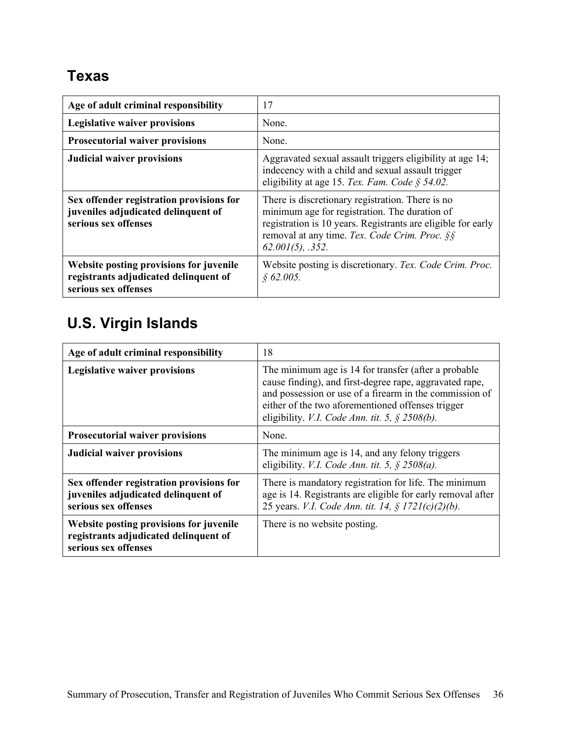## Texas

| | |
|---|---|
| **Age of adult criminal responsibility** | 17 |
| **Legislative waiver provisions** | None. |
| **Prosecutorial waiver provisions** | None. |
| **Judicial waiver provisions** | Aggravated sexual assault triggers eligibility at age 14; indecency with a child and sexual assault trigger eligibility at age 15. *Tex. Fam. Code § 54.02.* |
| **Sex offender registration provisions for juveniles adjudicated delinquent of serious sex offenses** | There is discretionary registration. There is no minimum age for registration. The duration of registration is 10 years. Registrants are eligible for early removal at any time. *Tex. Code Crim. Proc. §§ 62.001(5), .352.* |
| **Website posting provisions for juvenile registrants adjudicated delinquent of serious sex offenses** | Website posting is discretionary. *Tex. Code Crim. Proc. § 62.005.* |

## U.S. Virgin Islands

| | |
|---|---|
| **Age of adult criminal responsibility** | 18 |
| **Legislative waiver provisions** | The minimum age is 14 for transfer (after a probable cause finding), and first-degree rape, aggravated rape, and possession or use of a firearm in the commission of either of the two aforementioned offenses trigger eligibility. *V.I. Code Ann. tit. 5, § 2508(b).* |
| **Prosecutorial waiver provisions** | None. |
| **Judicial waiver provisions** | The minimum age is 14, and any felony triggers eligibility. *V.I. Code Ann. tit. 5, § 2508(a).* |
| **Sex offender registration provisions for juveniles adjudicated delinquent of serious sex offenses** | There is mandatory registration for life. The minimum age is 14. Registrants are eligible for early removal after 25 years. *V.I. Code Ann. tit. 14, § 1721(c)(2)(b).* |
| **Website posting provisions for juvenile registrants adjudicated delinquent of serious sex offenses** | There is no website posting. |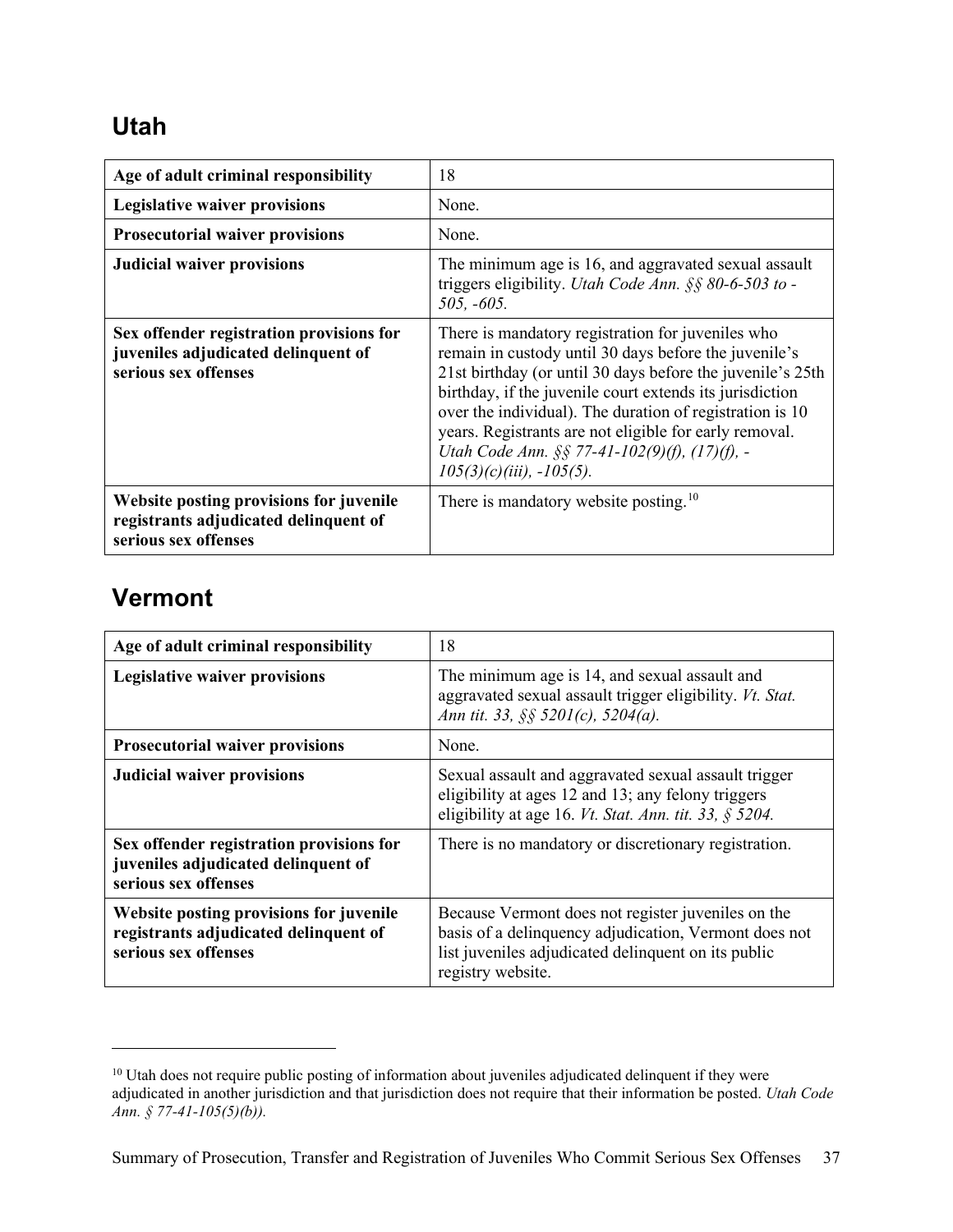## Utah

| Age of adult criminal responsibility | 18 |
|---|---|
| **Legislative waiver provisions** | None. |
| **Prosecutorial waiver provisions** | None. |
| **Judicial waiver provisions** | The minimum age is 16, and aggravated sexual assault triggers eligibility. *Utah Code Ann. §§ 80-6-503 to -505, -605.* |
| **Sex offender registration provisions for juveniles adjudicated delinquent of serious sex offenses** | There is mandatory registration for juveniles who remain in custody until 30 days before the juvenile's 21st birthday (or until 30 days before the juvenile's 25th birthday, if the juvenile court extends its jurisdiction over the individual). The duration of registration is 10 years. Registrants are not eligible for early removal. *Utah Code Ann. §§ 77-41-102(9)(f), (17)(f), -105(3)(c)(iii), -105(5).* |
| **Website posting provisions for juvenile registrants adjudicated delinquent of serious sex offenses** | There is mandatory website posting.[10] |

## Vermont

| Age of adult criminal responsibility | 18 |
|---|---|
| **Legislative waiver provisions** | The minimum age is 14, and sexual assault and aggravated sexual assault trigger eligibility. *Vt. Stat. Ann tit. 33, §§ 5201(c), 5204(a).* |
| **Prosecutorial waiver provisions** | None. |
| **Judicial waiver provisions** | Sexual assault and aggravated sexual assault trigger eligibility at ages 12 and 13; any felony triggers eligibility at age 16. *Vt. Stat. Ann. tit. 33, § 5204.* |
| **Sex offender registration provisions for juveniles adjudicated delinquent of serious sex offenses** | There is no mandatory or discretionary registration. |
| **Website posting provisions for juvenile registrants adjudicated delinquent of serious sex offenses** | Because Vermont does not register juveniles on the basis of a delinquency adjudication, Vermont does not list juveniles adjudicated delinquent on its public registry website. |

[10] Utah does not require public posting of information about juveniles adjudicated delinquent if they were adjudicated in another jurisdiction and that jurisdiction does not require that their information be posted. *Utah Code Ann. § 77-41-105(5)(b)).*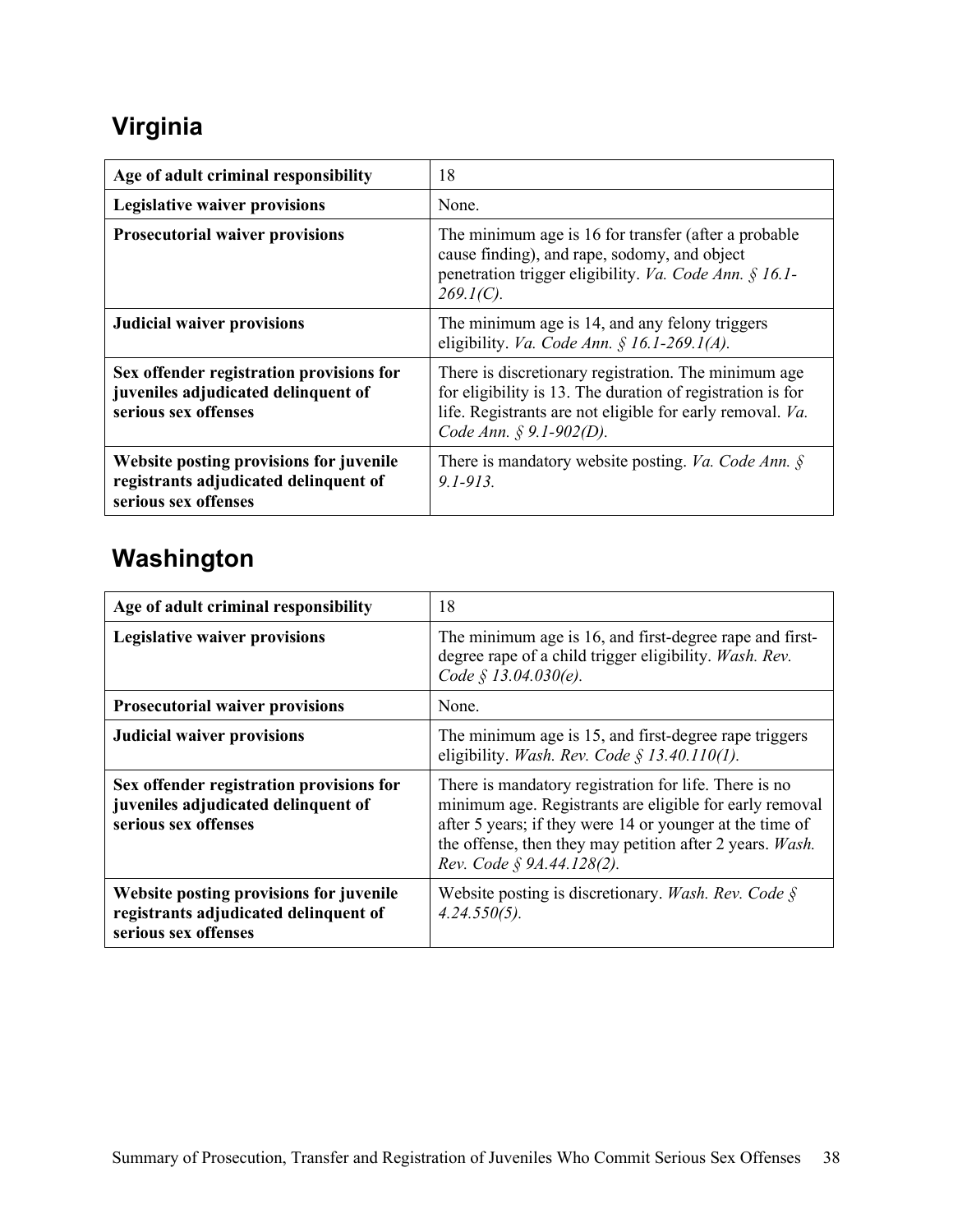## Virginia

| Age of adult criminal responsibility | 18 |
|---|---|
| **Legislative waiver provisions** | None. |
| **Prosecutorial waiver provisions** | The minimum age is 16 for transfer (after a probable cause finding), and rape, sodomy, and object penetration trigger eligibility. *Va. Code Ann. § 16.1-269.1(C).* |
| **Judicial waiver provisions** | The minimum age is 14, and any felony triggers eligibility. *Va. Code Ann. § 16.1-269.1(A).* |
| **Sex offender registration provisions for juveniles adjudicated delinquent of serious sex offenses** | There is discretionary registration. The minimum age for eligibility is 13. The duration of registration is for life. Registrants are not eligible for early removal. *Va. Code Ann. § 9.1-902(D).* |
| **Website posting provisions for juvenile registrants adjudicated delinquent of serious sex offenses** | There is mandatory website posting. *Va. Code Ann. § 9.1-913.* |

## Washington

| Age of adult criminal responsibility | 18 |
|---|---|
| **Legislative waiver provisions** | The minimum age is 16, and first-degree rape and first-degree rape of a child trigger eligibility. *Wash. Rev. Code § 13.04.030(e).* |
| **Prosecutorial waiver provisions** | None. |
| **Judicial waiver provisions** | The minimum age is 15, and first-degree rape triggers eligibility. *Wash. Rev. Code § 13.40.110(1).* |
| **Sex offender registration provisions for juveniles adjudicated delinquent of serious sex offenses** | There is mandatory registration for life. There is no minimum age. Registrants are eligible for early removal after 5 years; if they were 14 or younger at the time of the offense, then they may petition after 2 years. *Wash. Rev. Code § 9A.44.128(2).* |
| **Website posting provisions for juvenile registrants adjudicated delinquent of serious sex offenses** | Website posting is discretionary. *Wash. Rev. Code § 4.24.550(5).* |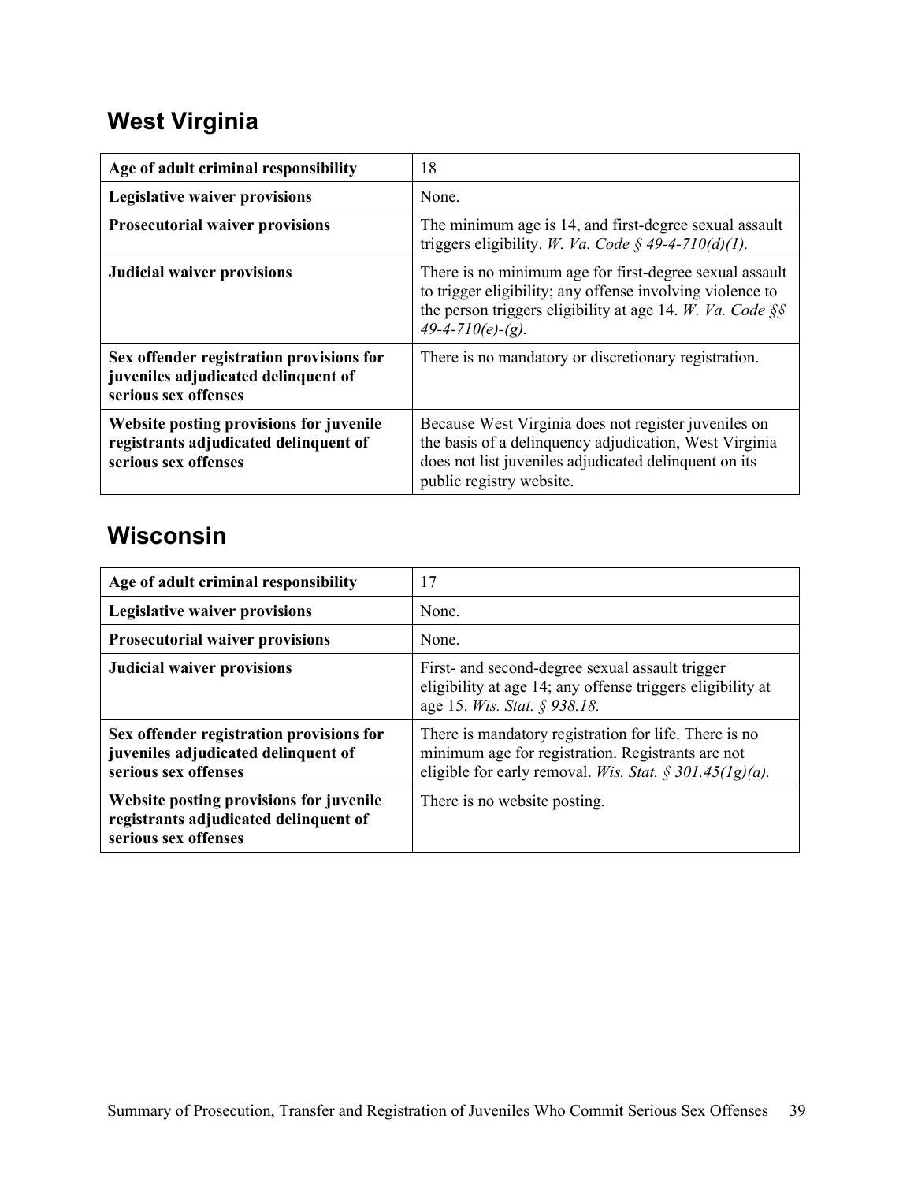## West Virginia

| Age of adult criminal responsibility | 18 |
|---|---|
| **Legislative waiver provisions** | None. |
| **Prosecutorial waiver provisions** | The minimum age is 14, and first-degree sexual assault triggers eligibility. *W. Va. Code § 49-4-710(d)(1).* |
| **Judicial waiver provisions** | There is no minimum age for first-degree sexual assault to trigger eligibility; any offense involving violence to the person triggers eligibility at age 14. *W. Va. Code §§ 49-4-710(e)-(g).* |
| **Sex offender registration provisions for juveniles adjudicated delinquent of serious sex offenses** | There is no mandatory or discretionary registration. |
| **Website posting provisions for juvenile registrants adjudicated delinquent of serious sex offenses** | Because West Virginia does not register juveniles on the basis of a delinquency adjudication, West Virginia does not list juveniles adjudicated delinquent on its public registry website. |

## Wisconsin

| Age of adult criminal responsibility | 17 |
|---|---|
| **Legislative waiver provisions** | None. |
| **Prosecutorial waiver provisions** | None. |
| **Judicial waiver provisions** | First- and second-degree sexual assault trigger eligibility at age 14; any offense triggers eligibility at age 15. *Wis. Stat. § 938.18.* |
| **Sex offender registration provisions for juveniles adjudicated delinquent of serious sex offenses** | There is mandatory registration for life. There is no minimum age for registration. Registrants are not eligible for early removal. *Wis. Stat. § 301.45(1g)(a).* |
| **Website posting provisions for juvenile registrants adjudicated delinquent of serious sex offenses** | There is no website posting. |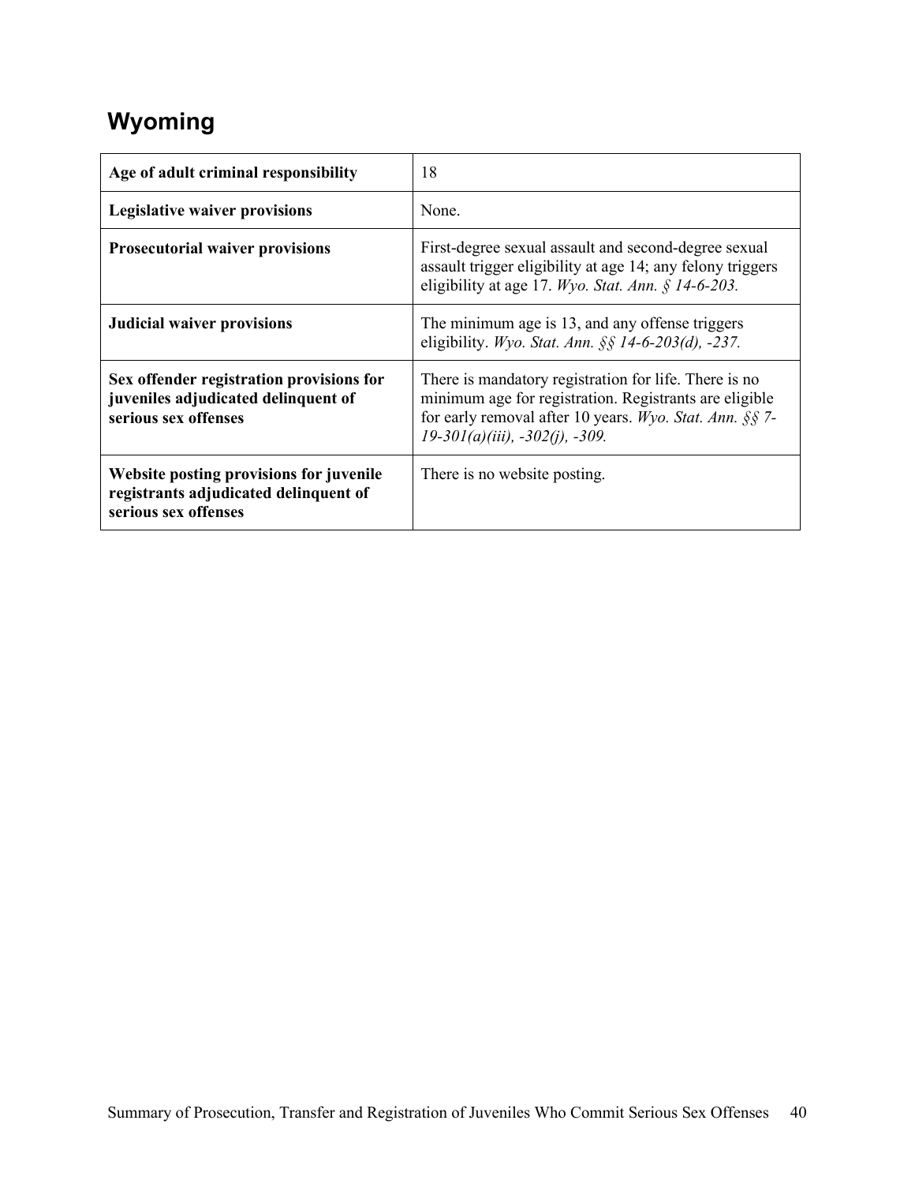# Wyoming

| | |
|---|---|
| **Age of adult criminal responsibility** | 18 |
| **Legislative waiver provisions** | None. |
| **Prosecutorial waiver provisions** | First-degree sexual assault and second-degree sexual assault trigger eligibility at age 14; any felony triggers eligibility at age 17. *Wyo. Stat. Ann. § 14-6-203.* |
| **Judicial waiver provisions** | The minimum age is 13, and any offense triggers eligibility. *Wyo. Stat. Ann. §§ 14-6-203(d), -237.* |
| **Sex offender registration provisions for juveniles adjudicated delinquent of serious sex offenses** | There is mandatory registration for life. There is no minimum age for registration. Registrants are eligible for early removal after 10 years. *Wyo. Stat. Ann. §§ 7-19-301(a)(iii), -302(j), -309.* |
| **Website posting provisions for juvenile registrants adjudicated delinquent of serious sex offenses** | There is no website posting. |